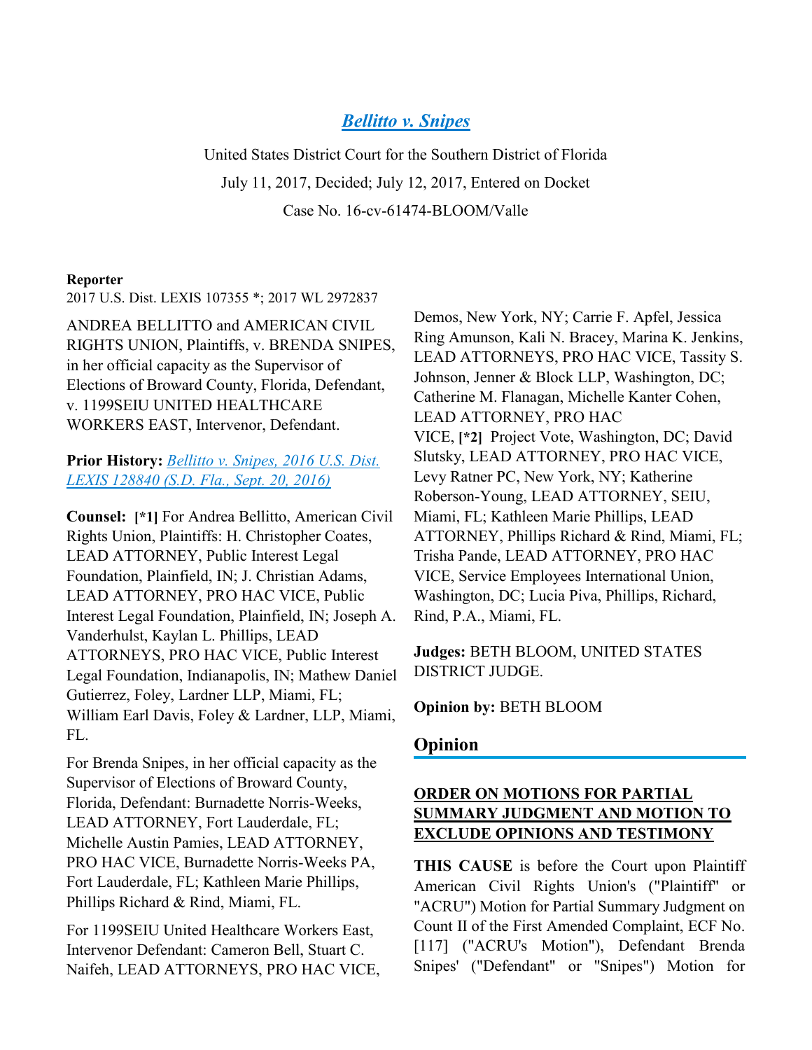# *Bellitto v. Snipes*

United States District Court for the Southern District of Florida

July 11, 2017, Decided; July 12, 2017, Entered on Docket

Case No. 16-cv-61474-BLOOM/Valle

**Reporter**

2017 U.S. Dist. LEXIS 107355 *; 2017 WL 2972837

ANDREA BELLITTO and AMERICAN CIVIL RIGHTS UNION, Plaintiffs, v. BRENDA SNIPES, in her official capacity as the Supervisor of Elections of Broward County, Florida, Defendant, v. 1199SEIU UNITED HEALTHCARE WORKERS EAST, Intervenor, Defendant.

**Prior History:** *Bellitto v. Snipes, 2016 U.S. Dist. LEXIS 128840 (S.D. Fla., Sept. 20, 2016)*

**Counsel:** **[*1]** For Andrea Bellitto, American Civil Rights Union, Plaintiffs: H. Christopher Coates, LEAD ATTORNEY, Public Interest Legal Foundation, Plainfield, IN; J. Christian Adams, LEAD ATTORNEY, PRO HAC VICE, Public Interest Legal Foundation, Plainfield, IN; Joseph A. Vanderhulst, Kaylan L. Phillips, LEAD ATTORNEYS, PRO HAC VICE, Public Interest Legal Foundation, Indianapolis, IN; Mathew Daniel Gutierrez, Foley, Lardner LLP, Miami, FL; William Earl Davis, Foley & Lardner, LLP, Miami, FL.

For Brenda Snipes, in her official capacity as the Supervisor of Elections of Broward County, Florida, Defendant: Burnadette Norris-Weeks, LEAD ATTORNEY, Fort Lauderdale, FL; Michelle Austin Pamies, LEAD ATTORNEY, PRO HAC VICE, Burnadette Norris-Weeks PA, Fort Lauderdale, FL; Kathleen Marie Phillips, Phillips Richard & Rind, Miami, FL.

For 1199SEIU United Healthcare Workers East, Intervenor Defendant: Cameron Bell, Stuart C. Naifeh, LEAD ATTORNEYS, PRO HAC VICE, Demos, New York, NY; Carrie F. Apfel, Jessica Ring Amunson, Kali N. Bracey, Marina K. Jenkins, LEAD ATTORNEYS, PRO HAC VICE, Tassity S. Johnson, Jenner & Block LLP, Washington, DC; Catherine M. Flanagan, Michelle Kanter Cohen, LEAD ATTORNEY, PRO HAC VICE, **[*2]** Project Vote, Washington, DC; David Slutsky, LEAD ATTORNEY, PRO HAC VICE, Levy Ratner PC, New York, NY; Katherine Roberson-Young, LEAD ATTORNEY, SEIU, Miami, FL; Kathleen Marie Phillips, LEAD ATTORNEY, Phillips Richard & Rind, Miami, FL; Trisha Pande, LEAD ATTORNEY, PRO HAC VICE, Service Employees International Union, Washington, DC; Lucia Piva, Phillips, Richard, Rind, P.A., Miami, FL.

**Judges:** BETH BLOOM, UNITED STATES DISTRICT JUDGE.

**Opinion by:** BETH BLOOM

## Opinion

### ORDER ON MOTIONS FOR PARTIAL SUMMARY JUDGMENT AND MOTION TO EXCLUDE OPINIONS AND TESTIMONY

**THIS CAUSE** is before the Court upon Plaintiff American Civil Rights Union's ("Plaintiff" or "ACRU") Motion for Partial Summary Judgment on Count II of the First Amended Complaint, ECF No. [117] ("ACRU's Motion"), Defendant Brenda Snipes' ("Defendant" or "Snipes") Motion for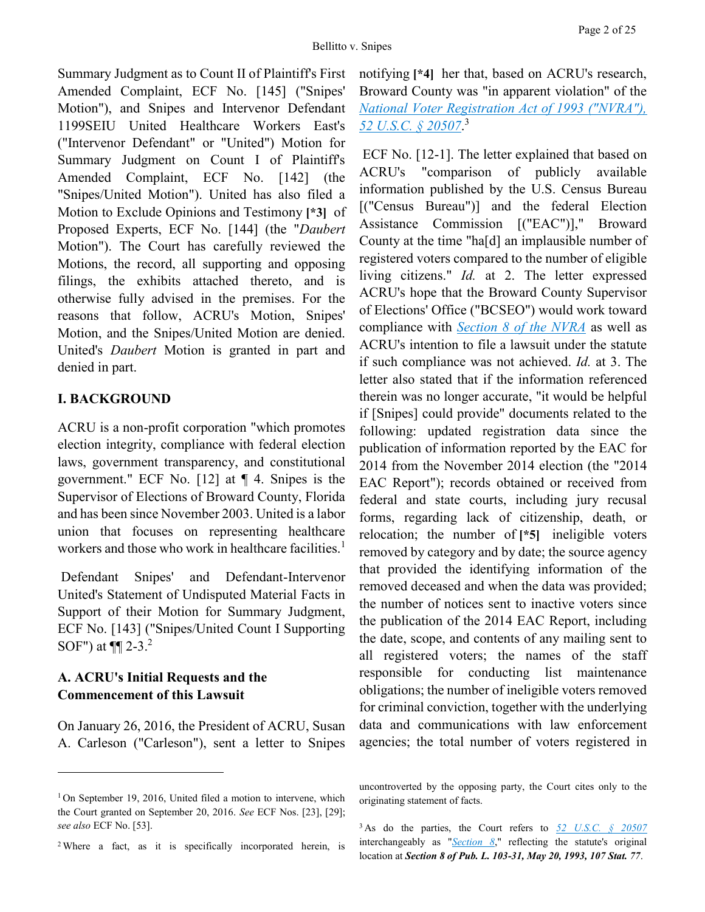Summary Judgment as to Count II of Plaintiff's First Amended Complaint, ECF No. [145] ("Snipes' Motion"), and Snipes and Intervenor Defendant 1199SEIU United Healthcare Workers East's ("Intervenor Defendant" or "United") Motion for Summary Judgment on Count I of Plaintiff's Amended Complaint, ECF No. [142] (the "Snipes/United Motion"). United has also filed a Motion to Exclude Opinions and Testimony **[*3]** of Proposed Experts, ECF No. [144] (the "*Daubert* Motion"). The Court has carefully reviewed the Motions, the record, all supporting and opposing filings, the exhibits attached thereto, and is otherwise fully advised in the premises. For the reasons that follow, ACRU's Motion, Snipes' Motion, and the Snipes/United Motion are denied. United's *Daubert* Motion is granted in part and denied in part.

## I. BACKGROUND

ACRU is a non-profit corporation "which promotes election integrity, compliance with federal election laws, government transparency, and constitutional government." ECF No. [12] at ¶ 4. Snipes is the Supervisor of Elections of Broward County, Florida and has been since November 2003. United is a labor union that focuses on representing healthcare workers and those who work in healthcare facilities.[1]

Defendant Snipes' and Defendant-Intervenor United's Statement of Undisputed Material Facts in Support of their Motion for Summary Judgment, ECF No. [143] ("Snipes/United Count I Supporting SOF") at ¶¶ 2-3.[2]

### A. ACRU's Initial Requests and the Commencement of this Lawsuit

On January 26, 2016, the President of ACRU, Susan A. Carleson ("Carleson"), sent a letter to Snipes notifying **[*4]** her that, based on ACRU's research, Broward County was "in apparent violation" of the *National Voter Registration Act of 1993 ("NVRA"), 52 U.S.C. § 20507*.[3]

ECF No. [12-1]. The letter explained that based on ACRU's "comparison of publicly available information published by the U.S. Census Bureau [("Census Bureau")] and the federal Election Assistance Commission [("EAC")]," Broward County at the time "ha[d] an implausible number of registered voters compared to the number of eligible living citizens." *Id.* at 2. The letter expressed ACRU's hope that the Broward County Supervisor of Elections' Office ("BCSEO") would work toward compliance with *Section 8 of the NVRA* as well as ACRU's intention to file a lawsuit under the statute if such compliance was not achieved. *Id.* at 3. The letter also stated that if the information referenced therein was no longer accurate, "it would be helpful if [Snipes] could provide" documents related to the following: updated registration data since the publication of information reported by the EAC for 2014 from the November 2014 election (the "2014 EAC Report"); records obtained or received from federal and state courts, including jury recusal forms, regarding lack of citizenship, death, or relocation; the number of **[*5]** ineligible voters removed by category and by date; the source agency that provided the identifying information of the removed deceased and when the data was provided; the number of notices sent to inactive voters since the publication of the 2014 EAC Report, including the date, scope, and contents of any mailing sent to all registered voters; the names of the staff responsible for conducting list maintenance obligations; the number of ineligible voters removed for criminal conviction, together with the underlying data and communications with law enforcement agencies; the total number of voters registered in

---

[1] On September 19, 2016, United filed a motion to intervene, which the Court granted on September 20, 2016. *See* ECF Nos. [23], [29]; *see also* ECF No. [53].

[2] Where a fact, as it is specifically incorporated herein, is uncontroverted by the opposing party, the Court cites only to the originating statement of facts.

[3] As do the parties, the Court refers to *52 U.S.C. § 20507* interchangeably as "*Section 8*," reflecting the statute's original location at ***Section 8 of Pub. L. 103-31, May 20, 1993, 107 Stat. 77***.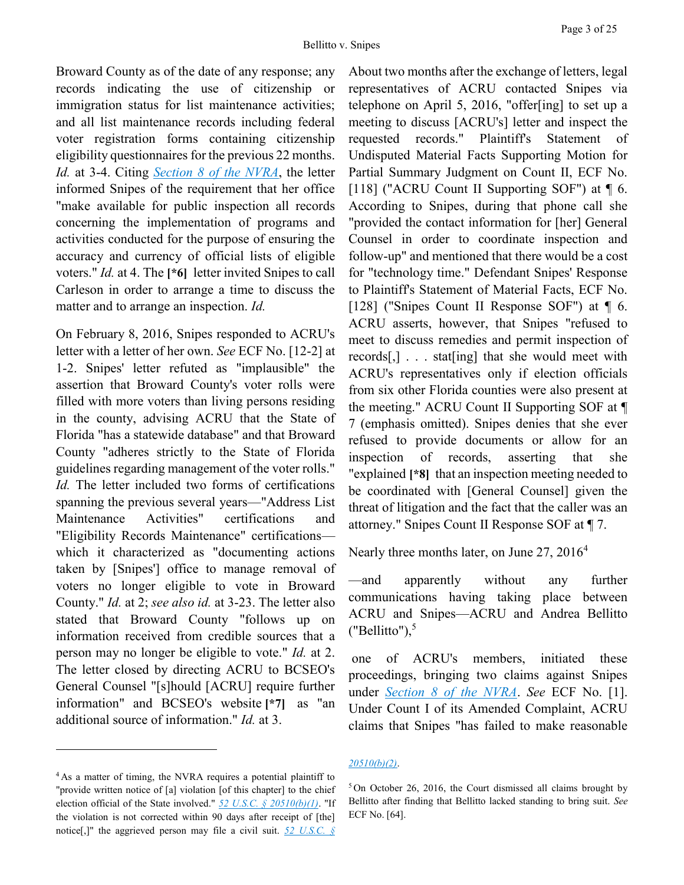Broward County as of the date of any response; any records indicating the use of citizenship or immigration status for list maintenance activities; and all list maintenance records including federal voter registration forms containing citizenship eligibility questionnaires for the previous 22 months. *Id.* at 3-4. Citing *Section 8 of the NVRA*, the letter informed Snipes of the requirement that her office "make available for public inspection all records concerning the implementation of programs and activities conducted for the purpose of ensuring the accuracy and currency of official lists of eligible voters." *Id.* at 4. The **[*6]** letter invited Snipes to call Carleson in order to arrange a time to discuss the matter and to arrange an inspection. *Id.*

On February 8, 2016, Snipes responded to ACRU's letter with a letter of her own. *See* ECF No. [12-2] at 1-2. Snipes' letter refuted as "implausible" the assertion that Broward County's voter rolls were filled with more voters than living persons residing in the county, advising ACRU that the State of Florida "has a statewide database" and that Broward County "adheres strictly to the State of Florida guidelines regarding management of the voter rolls." *Id.* The letter included two forms of certifications spanning the previous several years—"Address List Maintenance Activities" certifications and "Eligibility Records Maintenance" certifications—which it characterized as "documenting actions taken by [Snipes'] office to manage removal of voters no longer eligible to vote in Broward County." *Id.* at 2; *see also id.* at 3-23. The letter also stated that Broward County "follows up on information received from credible sources that a person may no longer be eligible to vote." *Id.* at 2. The letter closed by directing ACRU to BCSEO's General Counsel "[s]hould [ACRU] require further information" and BCSEO's website **[*7]** as "an additional source of information." *Id.* at 3.

About two months after the exchange of letters, legal representatives of ACRU contacted Snipes via telephone on April 5, 2016, "offer[ing] to set up a meeting to discuss [ACRU's] letter and inspect the requested records." Plaintiff's Statement of Undisputed Material Facts Supporting Motion for Partial Summary Judgment on Count II, ECF No. [118] ("ACRU Count II Supporting SOF") at ¶ 6. According to Snipes, during that phone call she "provided the contact information for [her] General Counsel in order to coordinate inspection and follow-up" and mentioned that there would be a cost for "technology time." Defendant Snipes' Response to Plaintiff's Statement of Material Facts, ECF No. [128] ("Snipes Count II Response SOF") at ¶ 6. ACRU asserts, however, that Snipes "refused to meet to discuss remedies and permit inspection of records[,] . . . stat[ing] that she would meet with ACRU's representatives only if election officials from six other Florida counties were also present at the meeting." ACRU Count II Supporting SOF at ¶ 7 (emphasis omitted). Snipes denies that she ever refused to provide documents or allow for an inspection of records, asserting that she "explained **[*8]** that an inspection meeting needed to be coordinated with [General Counsel] given the threat of litigation and the fact that the caller was an attorney." Snipes Count II Response SOF at ¶ 7.

Nearly three months later, on June 27, 2016[4]—and apparently without any further communications having taking place between ACRU and Snipes—ACRU and Andrea Bellitto ("Bellitto"),[5] one of ACRU's members, initiated these proceedings, bringing two claims against Snipes under *Section 8 of the NVRA*. *See* ECF No. [1]. Under Count I of its Amended Complaint, ACRU claims that Snipes "has failed to make reasonable

---

[4] As a matter of timing, the NVRA requires a potential plaintiff to "provide written notice of [a] violation [of this chapter] to the chief election official of the State involved." *52 U.S.C. § 20510(b)(1)*. "If the violation is not corrected within 90 days after receipt of [the] notice[,]" the aggrieved person may file a civil suit. *52 U.S.C. § 20510(b)(2)*.

[5] On October 26, 2016, the Court dismissed all claims brought by Bellitto after finding that Bellitto lacked standing to bring suit. *See* ECF No. [64].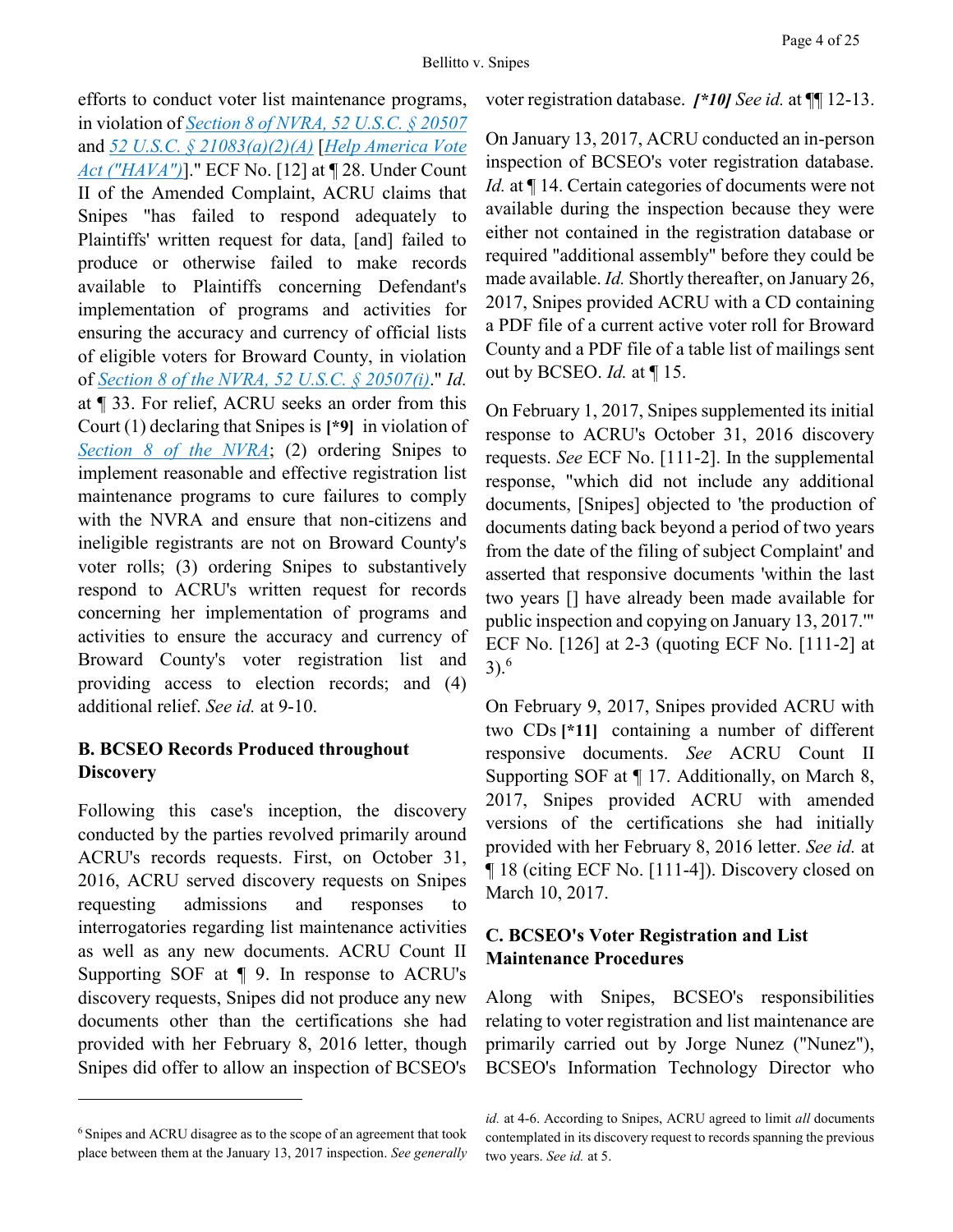efforts to conduct voter list maintenance programs, in violation of Section 8 of NVRA, 52 U.S.C. § 20507 and 52 U.S.C. § 21083(a)(2)(A) [Help America Vote Act ("HAVA")]." ECF No. [12] at ¶ 28. Under Count II of the Amended Complaint, ACRU claims that Snipes "has failed to respond adequately to Plaintiffs' written request for data, [and] failed to produce or otherwise failed to make records available to Plaintiffs concerning Defendant's implementation of programs and activities for ensuring the accuracy and currency of official lists of eligible voters for Broward County, in violation of Section 8 of the NVRA, 52 U.S.C. § 20507(i)." *Id.* at ¶ 33. For relief, ACRU seeks an order from this Court (1) declaring that Snipes is **[*9]** in violation of Section 8 of the NVRA; (2) ordering Snipes to implement reasonable and effective registration list maintenance programs to cure failures to comply with the NVRA and ensure that non-citizens and ineligible registrants are not on Broward County's voter rolls; (3) ordering Snipes to substantively respond to ACRU's written request for records concerning her implementation of programs and activities to ensure the accuracy and currency of Broward County's voter registration list and providing access to election records; and (4) additional relief. *See id.* at 9-10.

### B. BCSEO Records Produced throughout Discovery

Following this case's inception, the discovery conducted by the parties revolved primarily around ACRU's records requests. First, on October 31, 2016, ACRU served discovery requests on Snipes requesting admissions and responses to interrogatories regarding list maintenance activities as well as any new documents. ACRU Count II Supporting SOF at ¶ 9. In response to ACRU's discovery requests, Snipes did not produce any new documents other than the certifications she had provided with her February 8, 2016 letter, though Snipes did offer to allow an inspection of BCSEO's voter registration database. ***[*10]*** *See id.* at ¶¶ 12-13.

On January 13, 2017, ACRU conducted an in-person inspection of BCSEO's voter registration database. *Id.* at ¶ 14. Certain categories of documents were not available during the inspection because they were either not contained in the registration database or required "additional assembly" before they could be made available. *Id.* Shortly thereafter, on January 26, 2017, Snipes provided ACRU with a CD containing a PDF file of a current active voter roll for Broward County and a PDF file of a table list of mailings sent out by BCSEO. *Id.* at ¶ 15.

On February 1, 2017, Snipes supplemented its initial response to ACRU's October 31, 2016 discovery requests. *See* ECF No. [111-2]. In the supplemental response, "which did not include any additional documents, [Snipes] objected to 'the production of documents dating back beyond a period of two years from the date of the filing of subject Complaint' and asserted that responsive documents 'within the last two years [] have already been made available for public inspection and copying on January 13, 2017.'" ECF No. [126] at 2-3 (quoting ECF No. [111-2] at 3).[6]

On February 9, 2017, Snipes provided ACRU with two CDs **[*11]** containing a number of different responsive documents. *See* ACRU Count II Supporting SOF at ¶ 17. Additionally, on March 8, 2017, Snipes provided ACRU with amended versions of the certifications she had initially provided with her February 8, 2016 letter. *See id.* at ¶ 18 (citing ECF No. [111-4]). Discovery closed on March 10, 2017.

### C. BCSEO's Voter Registration and List Maintenance Procedures

Along with Snipes, BCSEO's responsibilities relating to voter registration and list maintenance are primarily carried out by Jorge Nunez ("Nunez"), BCSEO's Information Technology Director who

---

[6] Snipes and ACRU disagree as to the scope of an agreement that took place between them at the January 13, 2017 inspection. *See generally id.* at 4-6. According to Snipes, ACRU agreed to limit *all* documents contemplated in its discovery request to records spanning the previous two years. *See id.* at 5.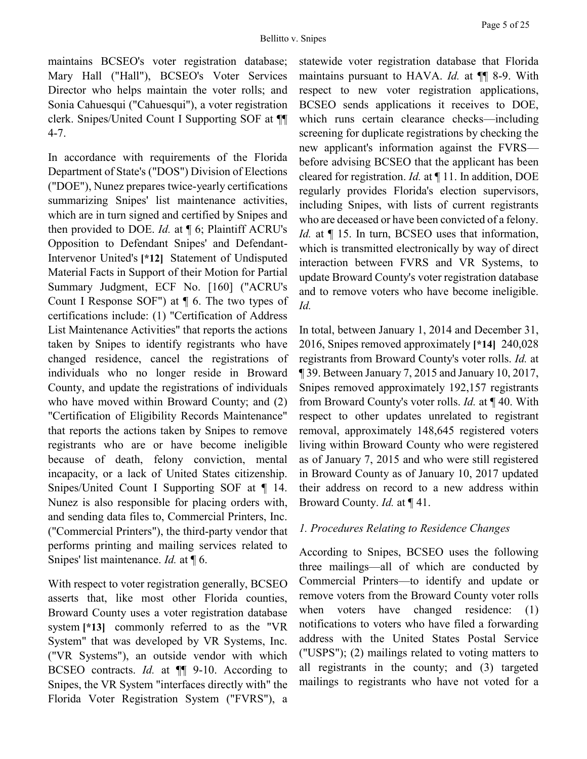maintains BCSEO's voter registration database; Mary Hall ("Hall"), BCSEO's Voter Services Director who helps maintain the voter rolls; and Sonia Cahuesqui ("Cahuesqui"), a voter registration clerk. Snipes/United Count I Supporting SOF at ¶¶ 4-7.

In accordance with requirements of the Florida Department of State's ("DOS") Division of Elections ("DOE"), Nunez prepares twice-yearly certifications summarizing Snipes' list maintenance activities, which are in turn signed and certified by Snipes and then provided to DOE. *Id.* at ¶ 6; Plaintiff ACRU's Opposition to Defendant Snipes' and Defendant-Intervenor United's **[*12]** Statement of Undisputed Material Facts in Support of their Motion for Partial Summary Judgment, ECF No. [160] ("ACRU's Count I Response SOF") at ¶ 6. The two types of certifications include: (1) "Certification of Address List Maintenance Activities" that reports the actions taken by Snipes to identify registrants who have changed residence, cancel the registrations of individuals who no longer reside in Broward County, and update the registrations of individuals who have moved within Broward County; and (2) "Certification of Eligibility Records Maintenance" that reports the actions taken by Snipes to remove registrants who are or have become ineligible because of death, felony conviction, mental incapacity, or a lack of United States citizenship. Snipes/United Count I Supporting SOF at ¶ 14. Nunez is also responsible for placing orders with, and sending data files to, Commercial Printers, Inc. ("Commercial Printers"), the third-party vendor that performs printing and mailing services related to Snipes' list maintenance. *Id.* at ¶ 6.

With respect to voter registration generally, BCSEO asserts that, like most other Florida counties, Broward County uses a voter registration database system **[*13]** commonly referred to as the "VR System" that was developed by VR Systems, Inc. ("VR Systems"), an outside vendor with which BCSEO contracts. *Id.* at ¶¶ 9-10. According to Snipes, the VR System "interfaces directly with" the Florida Voter Registration System ("FVRS"), a statewide voter registration database that Florida maintains pursuant to HAVA. *Id.* at ¶¶ 8-9. With respect to new voter registration applications, BCSEO sends applications it receives to DOE, which runs certain clearance checks—including screening for duplicate registrations by checking the new applicant's information against the FVRS—before advising BCSEO that the applicant has been cleared for registration. *Id.* at ¶ 11. In addition, DOE regularly provides Florida's election supervisors, including Snipes, with lists of current registrants who are deceased or have been convicted of a felony. *Id.* at ¶ 15. In turn, BCSEO uses that information, which is transmitted electronically by way of direct interaction between FVRS and VR Systems, to update Broward County's voter registration database and to remove voters who have become ineligible. *Id.*

In total, between January 1, 2014 and December 31, 2016, Snipes removed approximately **[*14]** 240,028 registrants from Broward County's voter rolls. *Id.* at ¶ 39. Between January 7, 2015 and January 10, 2017, Snipes removed approximately 192,157 registrants from Broward County's voter rolls. *Id.* at ¶ 40. With respect to other updates unrelated to registrant removal, approximately 148,645 registered voters living within Broward County who were registered as of January 7, 2015 and who were still registered in Broward County as of January 10, 2017 updated their address on record to a new address within Broward County. *Id.* at ¶ 41.

*1. Procedures Relating to Residence Changes*

According to Snipes, BCSEO uses the following three mailings—all of which are conducted by Commercial Printers—to identify and update or remove voters from the Broward County voter rolls when voters have changed residence: (1) notifications to voters who have filed a forwarding address with the United States Postal Service ("USPS"); (2) mailings related to voting matters to all registrants in the county; and (3) targeted mailings to registrants who have not voted for a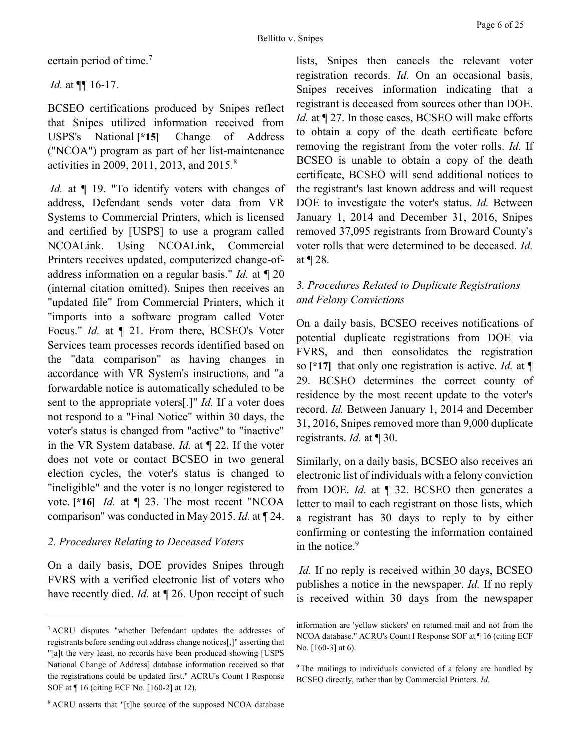certain period of time.[7]

*Id.* at ¶¶ 16-17.

BCSEO certifications produced by Snipes reflect that Snipes utilized information received from USPS's National **[*15]** Change of Address ("NCOA") program as part of her list-maintenance activities in 2009, 2011, 2013, and 2015.[8]

*Id.* at ¶ 19. "To identify voters with changes of address, Defendant sends voter data from VR Systems to Commercial Printers, which is licensed and certified by [USPS] to use a program called NCOALink. Using NCOALink, Commercial Printers receives updated, computerized change-of-address information on a regular basis." *Id.* at ¶ 20 (internal citation omitted). Snipes then receives an "updated file" from Commercial Printers, which it "imports into a software program called Voter Focus." *Id.* at ¶ 21. From there, BCSEO's Voter Services team processes records identified based on the "data comparison" as having changes in accordance with VR System's instructions, and "a forwardable notice is automatically scheduled to be sent to the appropriate voters[.]" *Id.* If a voter does not respond to a "Final Notice" within 30 days, the voter's status is changed from "active" to "inactive" in the VR System database. *Id.* at ¶ 22. If the voter does not vote or contact BCSEO in two general election cycles, the voter's status is changed to "ineligible" and the voter is no longer registered to vote. **[*16]** *Id.* at ¶ 23. The most recent "NCOA comparison" was conducted in May 2015. *Id.* at ¶ 24.

### *2. Procedures Relating to Deceased Voters*

On a daily basis, DOE provides Snipes through FVRS with a verified electronic list of voters who have recently died. *Id.* at ¶ 26. Upon receipt of such lists, Snipes then cancels the relevant voter registration records. *Id.* On an occasional basis, Snipes receives information indicating that a registrant is deceased from sources other than DOE. *Id.* at ¶ 27. In those cases, BCSEO will make efforts to obtain a copy of the death certificate before removing the registrant from the voter rolls. *Id.* If BCSEO is unable to obtain a copy of the death certificate, BCSEO will send additional notices to the registrant's last known address and will request DOE to investigate the voter's status. *Id.* Between January 1, 2014 and December 31, 2016, Snipes removed 37,095 registrants from Broward County's voter rolls that were determined to be deceased. *Id.* at ¶ 28.

### *3. Procedures Related to Duplicate Registrations and Felony Convictions*

On a daily basis, BCSEO receives notifications of potential duplicate registrations from DOE via FVRS, and then consolidates the registration so **[*17]** that only one registration is active. *Id.* at ¶ 29. BCSEO determines the correct county of residence by the most recent update to the voter's record. *Id.* Between January 1, 2014 and December 31, 2016, Snipes removed more than 9,000 duplicate registrants. *Id.* at ¶ 30.

Similarly, on a daily basis, BCSEO also receives an electronic list of individuals with a felony conviction from DOE. *Id.* at ¶ 32. BCSEO then generates a letter to mail to each registrant on those lists, which a registrant has 30 days to reply to by either confirming or contesting the information contained in the notice.[9]

*Id.* If no reply is received within 30 days, BCSEO publishes a notice in the newspaper. *Id.* If no reply is received within 30 days from the newspaper

---

[7] ACRU disputes "whether Defendant updates the addresses of registrants before sending out address change notices[,]" asserting that "[a]t the very least, no records have been produced showing [USPS National Change of Address] database information received so that the registrations could be updated first." ACRU's Count I Response SOF at ¶ 16 (citing ECF No. [160-2] at 12).

[8] ACRU asserts that "[t]he source of the supposed NCOA database information are 'yellow stickers' on returned mail and not from the NCOA database." ACRU's Count I Response SOF at ¶ 16 (citing ECF No. [160-3] at 6).

[9] The mailings to individuals convicted of a felony are handled by BCSEO directly, rather than by Commercial Printers. *Id.*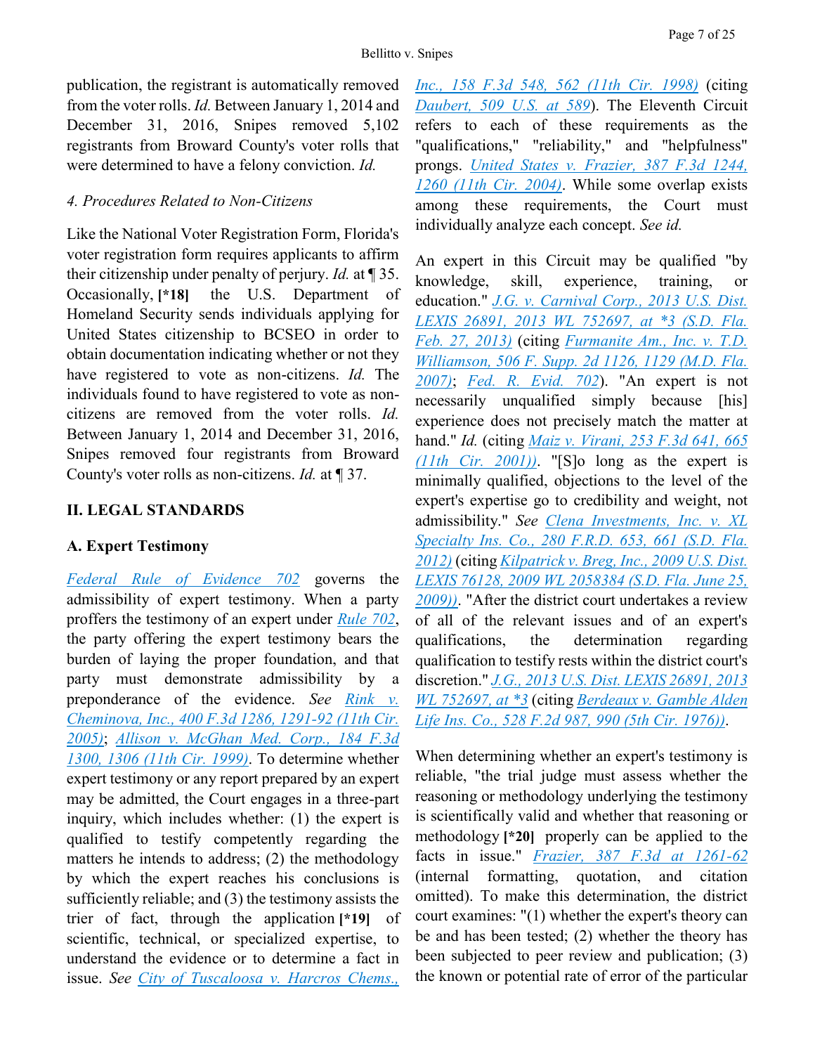publication, the registrant is automatically removed from the voter rolls. *Id.* Between January 1, 2014 and December 31, 2016, Snipes removed 5,102 registrants from Broward County's voter rolls that were determined to have a felony conviction. *Id.*

*4. Procedures Related to Non-Citizens*

Like the National Voter Registration Form, Florida's voter registration form requires applicants to affirm their citizenship under penalty of perjury. *Id.* at ¶ 35. Occasionally, **[*18]** the U.S. Department of Homeland Security sends individuals applying for United States citizenship to BCSEO in order to obtain documentation indicating whether or not they have registered to vote as non-citizens. *Id.* The individuals found to have registered to vote as non-citizens are removed from the voter rolls. *Id.* Between January 1, 2014 and December 31, 2016, Snipes removed four registrants from Broward County's voter rolls as non-citizens. *Id.* at ¶ 37.

## II. LEGAL STANDARDS

### A. Expert Testimony

Federal Rule of Evidence 702 governs the admissibility of expert testimony. When a party proffers the testimony of an expert under Rule 702, the party offering the expert testimony bears the burden of laying the proper foundation, and that party must demonstrate admissibility by a preponderance of the evidence. *See* Rink v. Cheminova, Inc., 400 F.3d 1286, 1291-92 (11th Cir. 2005); Allison v. McGhan Med. Corp., 184 F.3d 1300, 1306 (11th Cir. 1999). To determine whether expert testimony or any report prepared by an expert may be admitted, the Court engages in a three-part inquiry, which includes whether: (1) the expert is qualified to testify competently regarding the matters he intends to address; (2) the methodology by which the expert reaches his conclusions is sufficiently reliable; and (3) the testimony assists the trier of fact, through the application **[*19]** of scientific, technical, or specialized expertise, to understand the evidence or to determine a fact in issue. *See* City of Tuscaloosa v. Harcros Chems., Inc., 158 F.3d 548, 562 (11th Cir. 1998) (citing Daubert, 509 U.S. at 589). The Eleventh Circuit refers to each of these requirements as the "qualifications," "reliability," and "helpfulness" prongs. United States v. Frazier, 387 F.3d 1244, 1260 (11th Cir. 2004). While some overlap exists among these requirements, the Court must individually analyze each concept. *See id.*

An expert in this Circuit may be qualified "by knowledge, skill, experience, training, or education." J.G. v. Carnival Corp., 2013 U.S. Dist. LEXIS 26891, 2013 WL 752697, at *3 (S.D. Fla. Feb. 27, 2013) (citing Furmanite Am., Inc. v. T.D. Williamson, 506 F. Supp. 2d 1126, 1129 (M.D. Fla. 2007); Fed. R. Evid. 702). "An expert is not necessarily unqualified simply because [his] experience does not precisely match the matter at hand." *Id.* (citing Maiz v. Virani, 253 F.3d 641, 665 (11th Cir. 2001)). "[S]o long as the expert is minimally qualified, objections to the level of the expert's expertise go to credibility and weight, not admissibility." *See* Clena Investments, Inc. v. XL Specialty Ins. Co., 280 F.R.D. 653, 661 (S.D. Fla. 2012) (citing Kilpatrick v. Breg, Inc., 2009 U.S. Dist. LEXIS 76128, 2009 WL 2058384 (S.D. Fla. June 25, 2009)). "After the district court undertakes a review of all of the relevant issues and of an expert's qualifications, the determination regarding qualification to testify rests within the district court's discretion." J.G., 2013 U.S. Dist. LEXIS 26891, 2013 WL 752697, at *3 (citing Berdeaux v. Gamble Alden Life Ins. Co., 528 F.2d 987, 990 (5th Cir. 1976)).

When determining whether an expert's testimony is reliable, "the trial judge must assess whether the reasoning or methodology underlying the testimony is scientifically valid and whether that reasoning or methodology **[*20]** properly can be applied to the facts in issue." Frazier, 387 F.3d at 1261-62 (internal formatting, quotation, and citation omitted). To make this determination, the district court examines: "(1) whether the expert's theory can be and has been tested; (2) whether the theory has been subjected to peer review and publication; (3) the known or potential rate of error of the particular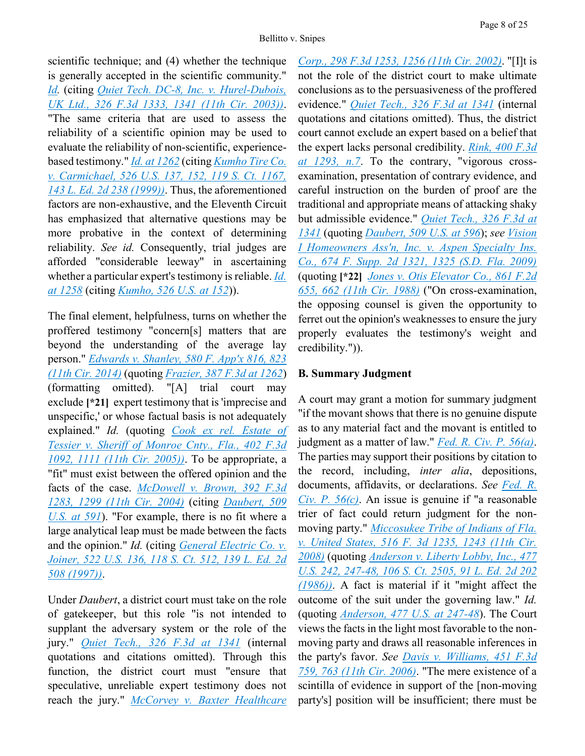scientific technique; and (4) whether the technique is generally accepted in the scientific community." *Id.* (citing *Quiet Tech. DC-8, Inc. v. Hurel-Dubois, UK Ltd., 326 F.3d 1333, 1341 (11th Cir. 2003))*. "The same criteria that are used to assess the reliability of a scientific opinion may be used to evaluate the reliability of non-scientific, experience-based testimony." *Id. at 1262* (citing *Kumho Tire Co. v. Carmichael, 526 U.S. 137, 152, 119 S. Ct. 1167, 143 L. Ed. 2d 238 (1999))*. Thus, the aforementioned factors are non-exhaustive, and the Eleventh Circuit has emphasized that alternative questions may be more probative in the context of determining reliability. *See id.* Consequently, trial judges are afforded "considerable leeway" in ascertaining whether a particular expert's testimony is reliable. *Id. at 1258* (citing *Kumho, 526 U.S. at 152*)).

The final element, helpfulness, turns on whether the proffered testimony "concern[s] matters that are beyond the understanding of the average lay person." *Edwards v. Shanley, 580 F. App'x 816, 823 (11th Cir. 2014)* (quoting *Frazier, 387 F.3d at 1262*) (formatting omitted). "[A] trial court may exclude **[*21]** expert testimony that is 'imprecise and unspecific,' or whose factual basis is not adequately explained." *Id.* (quoting *Cook ex rel. Estate of Tessier v. Sheriff of Monroe Cnty., Fla., 402 F.3d 1092, 1111 (11th Cir. 2005))*. To be appropriate, a "fit" must exist between the offered opinion and the facts of the case. *McDowell v. Brown, 392 F.3d 1283, 1299 (11th Cir. 2004)* (citing *Daubert, 509 U.S. at 591*). "For example, there is no fit where a large analytical leap must be made between the facts and the opinion." *Id.* (citing *General Electric Co. v. Joiner, 522 U.S. 136, 118 S. Ct. 512, 139 L. Ed. 2d 508 (1997))*.

Under *Daubert*, a district court must take on the role of gatekeeper, but this role "is not intended to supplant the adversary system or the role of the jury." *Quiet Tech., 326 F.3d at 1341* (internal quotations and citations omitted). Through this function, the district court must "ensure that speculative, unreliable expert testimony does not reach the jury." *McCorvey v. Baxter Healthcare Corp., 298 F.3d 1253, 1256 (11th Cir. 2002)*. "[I]t is not the role of the district court to make ultimate conclusions as to the persuasiveness of the proffered evidence." *Quiet Tech., 326 F.3d at 1341* (internal quotations and citations omitted). Thus, the district court cannot exclude an expert based on a belief that the expert lacks personal credibility. *Rink, 400 F.3d at 1293, n.7*. To the contrary, "vigorous cross-examination, presentation of contrary evidence, and careful instruction on the burden of proof are the traditional and appropriate means of attacking shaky but admissible evidence." *Quiet Tech., 326 F.3d at 1341* (quoting *Daubert, 509 U.S. at 596*); *see Vision I Homeowners Ass'n, Inc. v. Aspen Specialty Ins. Co., 674 F. Supp. 2d 1321, 1325 (S.D. Fla. 2009)* (quoting **[*22]** *Jones v. Otis Elevator Co., 861 F.2d 655, 662 (11th Cir. 1988)* ("On cross-examination, the opposing counsel is given the opportunity to ferret out the opinion's weaknesses to ensure the jury properly evaluates the testimony's weight and credibility.")).

**B. Summary Judgment**

A court may grant a motion for summary judgment "if the movant shows that there is no genuine dispute as to any material fact and the movant is entitled to judgment as a matter of law." *Fed. R. Civ. P. 56(a)*. The parties may support their positions by citation to the record, including, *inter alia*, depositions, documents, affidavits, or declarations. *See Fed. R. Civ. P. 56(c)*. An issue is genuine if "a reasonable trier of fact could return judgment for the non-moving party." *Miccosukee Tribe of Indians of Fla. v. United States, 516 F. 3d 1235, 1243 (11th Cir. 2008)* (quoting *Anderson v. Liberty Lobby, Inc., 477 U.S. 242, 247-48, 106 S. Ct. 2505, 91 L. Ed. 2d 202 (1986))*. A fact is material if it "might affect the outcome of the suit under the governing law." *Id.* (quoting *Anderson, 477 U.S. at 247-48*). The Court views the facts in the light most favorable to the non-moving party and draws all reasonable inferences in the party's favor. *See Davis v. Williams, 451 F.3d 759, 763 (11th Cir. 2006)*. "The mere existence of a scintilla of evidence in support of the [non-moving party's] position will be insufficient; there must be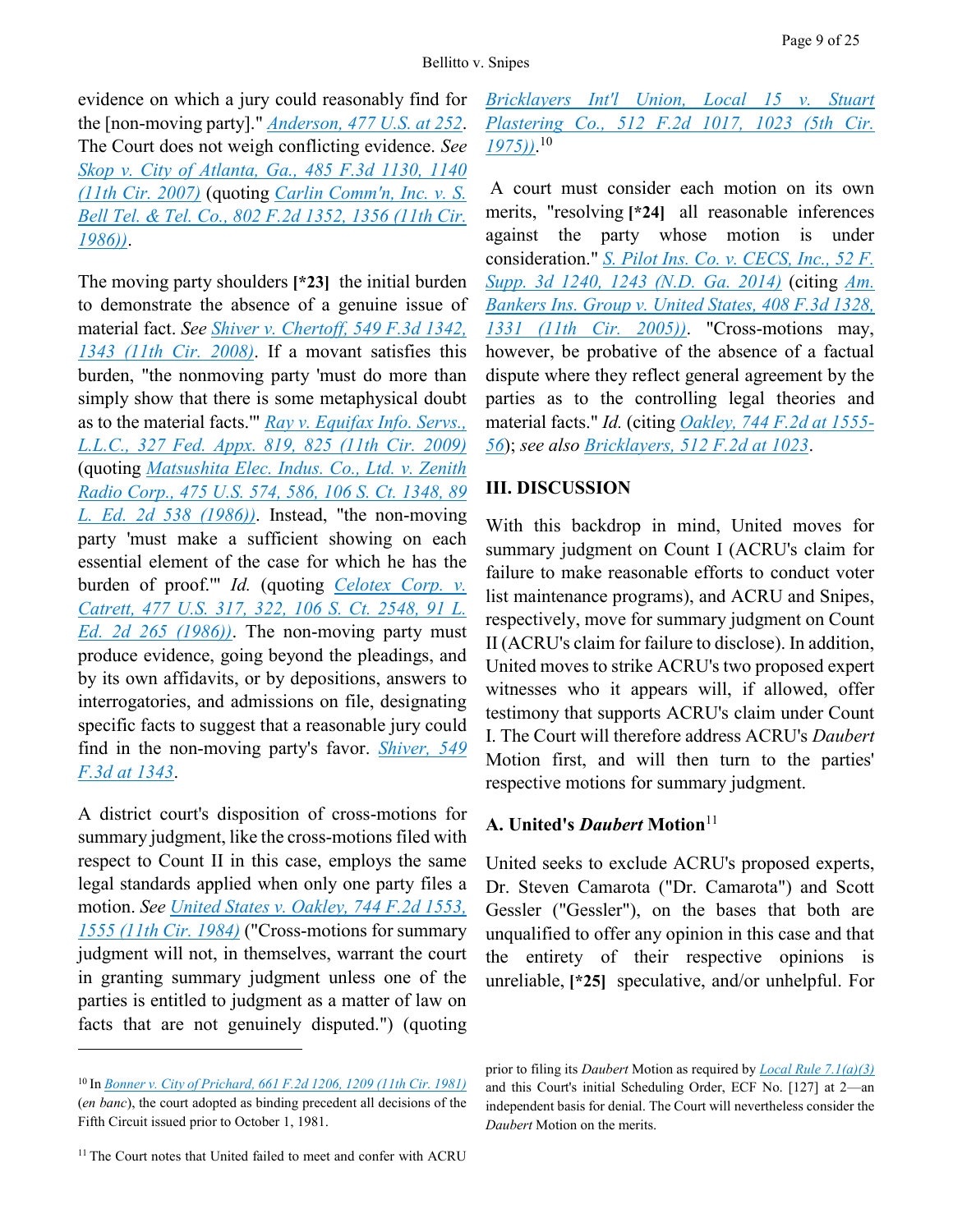evidence on which a jury could reasonably find for the [non-moving party]." *Anderson, 477 U.S. at 252*. The Court does not weigh conflicting evidence. *See Skop v. City of Atlanta, Ga., 485 F.3d 1130, 1140 (11th Cir. 2007)* (quoting *Carlin Comm'n, Inc. v. S. Bell Tel. & Tel. Co., 802 F.2d 1352, 1356 (11th Cir. 1986))*.

The moving party shoulders **[*23]** the initial burden to demonstrate the absence of a genuine issue of material fact. *See Shiver v. Chertoff, 549 F.3d 1342, 1343 (11th Cir. 2008)*. If a movant satisfies this burden, "the nonmoving party 'must do more than simply show that there is some metaphysical doubt as to the material facts.'" *Ray v. Equifax Info. Servs., L.L.C., 327 Fed. Appx. 819, 825 (11th Cir. 2009)* (quoting *Matsushita Elec. Indus. Co., Ltd. v. Zenith Radio Corp., 475 U.S. 574, 586, 106 S. Ct. 1348, 89 L. Ed. 2d 538 (1986))*. Instead, "the non-moving party 'must make a sufficient showing on each essential element of the case for which he has the burden of proof.'" *Id.* (quoting *Celotex Corp. v. Catrett, 477 U.S. 317, 322, 106 S. Ct. 2548, 91 L. Ed. 2d 265 (1986))*. The non-moving party must produce evidence, going beyond the pleadings, and by its own affidavits, or by depositions, answers to interrogatories, and admissions on file, designating specific facts to suggest that a reasonable jury could find in the non-moving party's favor. *Shiver, 549 F.3d at 1343*.

A district court's disposition of cross-motions for summary judgment, like the cross-motions filed with respect to Count II in this case, employs the same legal standards applied when only one party files a motion. *See United States v. Oakley, 744 F.2d 1553, 1555 (11th Cir. 1984)* ("Cross-motions for summary judgment will not, in themselves, warrant the court in granting summary judgment unless one of the parties is entitled to judgment as a matter of law on facts that are not genuinely disputed.") (quoting *Bricklayers Int'l Union, Local 15 v. Stuart Plastering Co., 512 F.2d 1017, 1023 (5th Cir. 1975))*.[10]

A court must consider each motion on its own merits, "resolving **[*24]** all reasonable inferences against the party whose motion is under consideration." *S. Pilot Ins. Co. v. CECS, Inc., 52 F. Supp. 3d 1240, 1243 (N.D. Ga. 2014)* (citing *Am. Bankers Ins. Group v. United States, 408 F.3d 1328, 1331 (11th Cir. 2005))*. "Cross-motions may, however, be probative of the absence of a factual dispute where they reflect general agreement by the parties as to the controlling legal theories and material facts." *Id.* (citing *Oakley, 744 F.2d at 1555-56*); *see also Bricklayers, 512 F.2d at 1023*.

## III. DISCUSSION

With this backdrop in mind, United moves for summary judgment on Count I (ACRU's claim for failure to make reasonable efforts to conduct voter list maintenance programs), and ACRU and Snipes, respectively, move for summary judgment on Count II (ACRU's claim for failure to disclose). In addition, United moves to strike ACRU's two proposed expert witnesses who it appears will, if allowed, offer testimony that supports ACRU's claim under Count I. The Court will therefore address ACRU's *Daubert* Motion first, and will then turn to the parties' respective motions for summary judgment.

### A. United's *Daubert* Motion[11]

United seeks to exclude ACRU's proposed experts, Dr. Steven Camarota ("Dr. Camarota") and Scott Gessler ("Gessler"), on the bases that both are unqualified to offer any opinion in this case and that the entirety of their respective opinions is unreliable, **[*25]** speculative, and/or unhelpful. For

---

[10] In *Bonner v. City of Prichard, 661 F.2d 1206, 1209 (11th Cir. 1981)* (*en banc*), the court adopted as binding precedent all decisions of the Fifth Circuit issued prior to October 1, 1981.

[11] The Court notes that United failed to meet and confer with ACRU prior to filing its *Daubert* Motion as required by *Local Rule 7.1(a)(3)* and this Court's initial Scheduling Order, ECF No. [127] at 2—an independent basis for denial. The Court will nevertheless consider the *Daubert* Motion on the merits.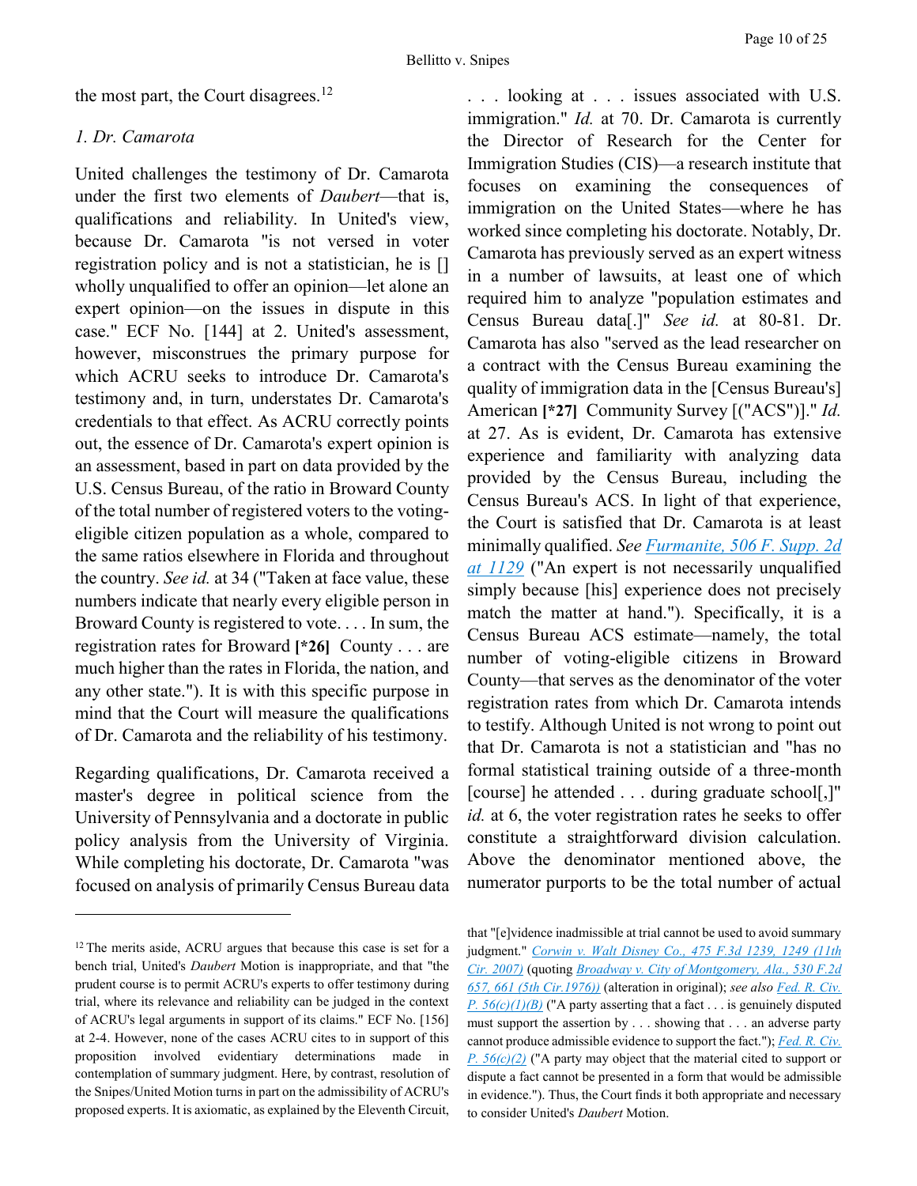the most part, the Court disagrees.[12]

*1. Dr. Camarota*

United challenges the testimony of Dr. Camarota under the first two elements of *Daubert*—that is, qualifications and reliability. In United's view, because Dr. Camarota "is not versed in voter registration policy and is not a statistician, he is [] wholly unqualified to offer an opinion—let alone an expert opinion—on the issues in dispute in this case." ECF No. [144] at 2. United's assessment, however, misconstrues the primary purpose for which ACRU seeks to introduce Dr. Camarota's testimony and, in turn, understates Dr. Camarota's credentials to that effect. As ACRU correctly points out, the essence of Dr. Camarota's expert opinion is an assessment, based in part on data provided by the U.S. Census Bureau, of the ratio in Broward County of the total number of registered voters to the voting-eligible citizen population as a whole, compared to the same ratios elsewhere in Florida and throughout the country. *See id.* at 34 ("Taken at face value, these numbers indicate that nearly every eligible person in Broward County is registered to vote. . . . In sum, the registration rates for Broward **[*26]** County . . . are much higher than the rates in Florida, the nation, and any other state."). It is with this specific purpose in mind that the Court will measure the qualifications of Dr. Camarota and the reliability of his testimony.

Regarding qualifications, Dr. Camarota received a master's degree in political science from the University of Pennsylvania and a doctorate in public policy analysis from the University of Virginia. While completing his doctorate, Dr. Camarota "was focused on analysis of primarily Census Bureau data . . . looking at . . . issues associated with U.S. immigration." *Id.* at 70. Dr. Camarota is currently the Director of Research for the Center for Immigration Studies (CIS)—a research institute that focuses on examining the consequences of immigration on the United States—where he has worked since completing his doctorate. Notably, Dr. Camarota has previously served as an expert witness in a number of lawsuits, at least one of which required him to analyze "population estimates and Census Bureau data[.]" *See id.* at 80-81. Dr. Camarota has also "served as the lead researcher on a contract with the Census Bureau examining the quality of immigration data in the [Census Bureau's] American **[*27]** Community Survey [("ACS")]." *Id.* at 27. As is evident, Dr. Camarota has extensive experience and familiarity with analyzing data provided by the Census Bureau, including the Census Bureau's ACS. In light of that experience, the Court is satisfied that Dr. Camarota is at least minimally qualified. *See* [Furmanite, 506 F. Supp. 2d at 1129] ("An expert is not necessarily unqualified simply because [his] experience does not precisely match the matter at hand."). Specifically, it is a Census Bureau ACS estimate—namely, the total number of voting-eligible citizens in Broward County—that serves as the denominator of the voter registration rates from which Dr. Camarota intends to testify. Although United is not wrong to point out that Dr. Camarota is not a statistician and "has no formal statistical training outside of a three-month [course] he attended . . . during graduate school[,]" *id.* at 6, the voter registration rates he seeks to offer constitute a straightforward division calculation. Above the denominator mentioned above, the numerator purports to be the total number of actual

---

[12] The merits aside, ACRU argues that because this case is set for a bench trial, United's *Daubert* Motion is inappropriate, and that "the prudent course is to permit ACRU's experts to offer testimony during trial, where its relevance and reliability can be judged in the context of ACRU's legal arguments in support of its claims." ECF No. [156] at 2-4. However, none of the cases ACRU cites to in support of this proposition involved evidentiary determinations made in contemplation of summary judgment. Here, by contrast, resolution of the Snipes/United Motion turns in part on the admissibility of ACRU's proposed experts. It is axiomatic, as explained by the Eleventh Circuit, that "[e]vidence inadmissible at trial cannot be used to avoid summary judgment." *Corwin v. Walt Disney Co., 475 F.3d 1239, 1249 (11th Cir. 2007)* (quoting *Broadway v. City of Montgomery, Ala., 530 F.2d 657, 661 (5th Cir.1976))* (alteration in original); *see also* Fed. R. Civ. P. 56(c)(1)(B) ("A party asserting that a fact . . . is genuinely disputed must support the assertion by . . . showing that . . . an adverse party cannot produce admissible evidence to support the fact."); Fed. R. Civ. P. 56(c)(2) ("A party may object that the material cited to support or dispute a fact cannot be presented in a form that would be admissible in evidence."). Thus, the Court finds it both appropriate and necessary to consider United's *Daubert* Motion.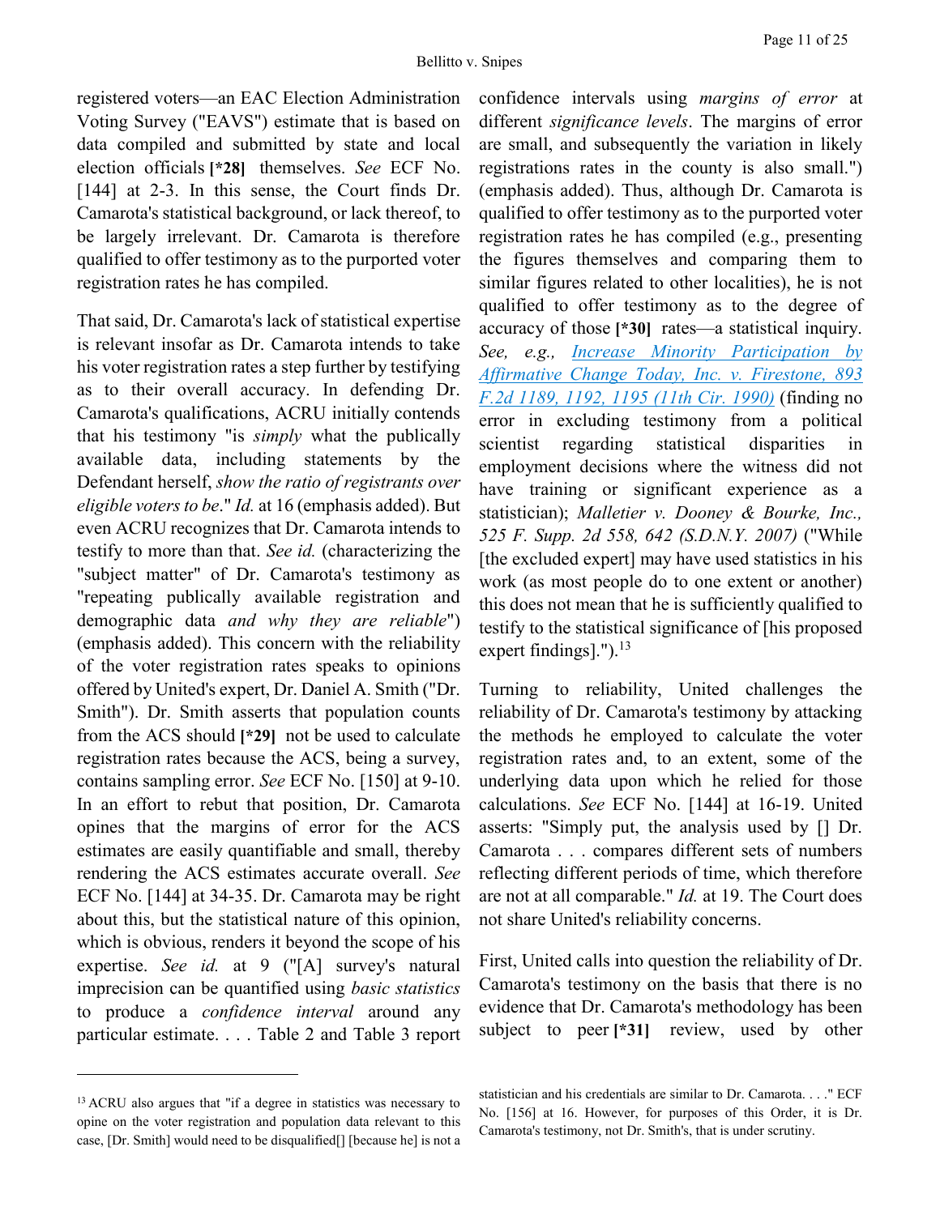registered voters—an EAC Election Administration Voting Survey ("EAVS") estimate that is based on data compiled and submitted by state and local election officials **[*28]** themselves. *See* ECF No. [144] at 2-3. In this sense, the Court finds Dr. Camarota's statistical background, or lack thereof, to be largely irrelevant. Dr. Camarota is therefore qualified to offer testimony as to the purported voter registration rates he has compiled.

That said, Dr. Camarota's lack of statistical expertise is relevant insofar as Dr. Camarota intends to take his voter registration rates a step further by testifying as to their overall accuracy. In defending Dr. Camarota's qualifications, ACRU initially contends that his testimony "is *simply* what the publically available data, including statements by the Defendant herself, *show the ratio of registrants over eligible voters to be*." *Id.* at 16 (emphasis added). But even ACRU recognizes that Dr. Camarota intends to testify to more than that. *See id.* (characterizing the "subject matter" of Dr. Camarota's testimony as "repeating publically available registration and demographic data *and why they are reliable*") (emphasis added). This concern with the reliability of the voter registration rates speaks to opinions offered by United's expert, Dr. Daniel A. Smith ("Dr. Smith"). Dr. Smith asserts that population counts from the ACS should **[*29]** not be used to calculate registration rates because the ACS, being a survey, contains sampling error. *See* ECF No. [150] at 9-10. In an effort to rebut that position, Dr. Camarota opines that the margins of error for the ACS estimates are easily quantifiable and small, thereby rendering the ACS estimates accurate overall. *See* ECF No. [144] at 34-35. Dr. Camarota may be right about this, but the statistical nature of this opinion, which is obvious, renders it beyond the scope of his expertise. *See id.* at 9 ("[A] survey's natural imprecision can be quantified using *basic statistics* to produce a *confidence interval* around any particular estimate. . . . Table 2 and Table 3 report confidence intervals using *margins of error* at different *significance levels*. The margins of error are small, and subsequently the variation in likely registrations rates in the county is also small.") (emphasis added). Thus, although Dr. Camarota is qualified to offer testimony as to the purported voter registration rates he has compiled (e.g., presenting the figures themselves and comparing them to similar figures related to other localities), he is not qualified to offer testimony as to the degree of accuracy of those **[*30]** rates—a statistical inquiry. *See, e.g., Increase Minority Participation by Affirmative Change Today, Inc. v. Firestone, 893 F.2d 1189, 1192, 1195 (11th Cir. 1990)* (finding no error in excluding testimony from a political scientist regarding statistical disparities in employment decisions where the witness did not have training or significant experience as a statistician); *Malletier v. Dooney & Bourke, Inc., 525 F. Supp. 2d 558, 642 (S.D.N.Y. 2007)* ("While [the excluded expert] may have used statistics in his work (as most people do to one extent or another) this does not mean that he is sufficiently qualified to testify to the statistical significance of [his proposed expert findings].").[13]

Turning to reliability, United challenges the reliability of Dr. Camarota's testimony by attacking the methods he employed to calculate the voter registration rates and, to an extent, some of the underlying data upon which he relied for those calculations. *See* ECF No. [144] at 16-19. United asserts: "Simply put, the analysis used by [] Dr. Camarota . . . compares different sets of numbers reflecting different periods of time, which therefore are not at all comparable." *Id.* at 19. The Court does not share United's reliability concerns.

First, United calls into question the reliability of Dr. Camarota's testimony on the basis that there is no evidence that Dr. Camarota's methodology has been subject to peer **[*31]** review, used by other

---

[13] ACRU also argues that "if a degree in statistics was necessary to opine on the voter registration and population data relevant to this case, [Dr. Smith] would need to be disqualified[] [because he] is not a statistician and his credentials are similar to Dr. Camarota. . . ." ECF No. [156] at 16. However, for purposes of this Order, it is Dr. Camarota's testimony, not Dr. Smith's, that is under scrutiny.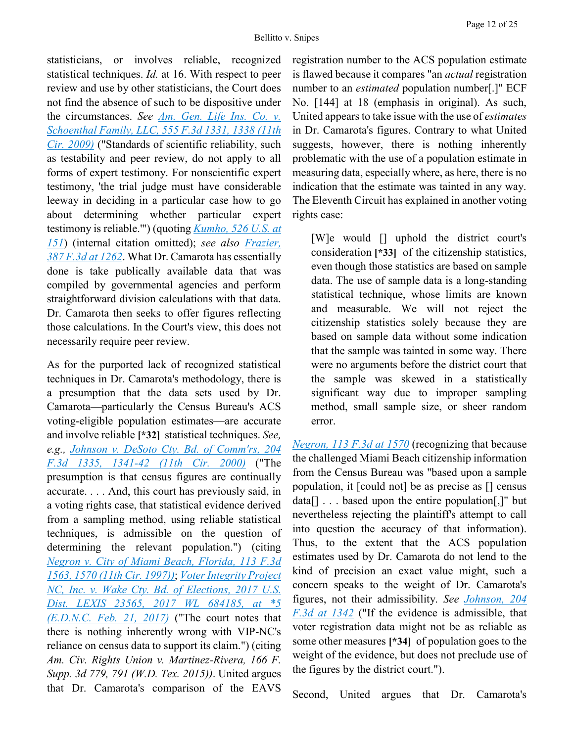statisticians, or involves reliable, recognized statistical techniques. *Id.* at 16. With respect to peer review and use by other statisticians, the Court does not find the absence of such to be dispositive under the circumstances. *See* [Am. Gen. Life Ins. Co. v. Schoenthal Family, LLC, 555 F.3d 1331, 1338 (11th Cir. 2009)] ("Standards of scientific reliability, such as testability and peer review, do not apply to all forms of expert testimony. For nonscientific expert testimony, 'the trial judge must have considerable leeway in deciding in a particular case how to go about determining whether particular expert testimony is reliable.'") (quoting [*Kumho*, 526 U.S. at 151]) (internal citation omitted); *see also* [*Frazier*, 387 F.3d at 1262]. What Dr. Camarota has essentially done is take publically available data that was compiled by governmental agencies and perform straightforward division calculations with that data. Dr. Camarota then seeks to offer figures reflecting those calculations. In the Court's view, this does not necessarily require peer review.

As for the purported lack of recognized statistical techniques in Dr. Camarota's methodology, there is a presumption that the data sets used by Dr. Camarota—particularly the Census Bureau's ACS voting-eligible population estimates—are accurate and involve reliable **[*32]** statistical techniques. *See, e.g.*, [Johnson v. DeSoto Cty. Bd. of Comm'rs, 204 F.3d 1335, 1341-42 (11th Cir. 2000)] ("The presumption is that census figures are continually accurate. . . . And, this court has previously said, in a voting rights case, that statistical evidence derived from a sampling method, using reliable statistical techniques, is admissible on the question of determining the relevant population.") (citing [Negron v. City of Miami Beach, Florida, 113 F.3d 1563, 1570 (11th Cir. 1997)]); [Voter Integrity Project NC, Inc. v. Wake Cty. Bd. of Elections, 2017 U.S. Dist. LEXIS 23565, 2017 WL 684185, at *5 (E.D.N.C. Feb. 21, 2017)] ("The court notes that there is nothing inherently wrong with VIP-NC's reliance on census data to support its claim.") (citing *Am. Civ. Rights Union v. Martinez-Rivera, 166 F. Supp. 3d 779, 791 (W.D. Tex. 2015))*. United argues that Dr. Camarota's comparison of the EAVS registration number to the ACS population estimate is flawed because it compares "an *actual* registration number to an *estimated* population number[.]" ECF No. [144] at 18 (emphasis in original). As such, United appears to take issue with the use of *estimates* in Dr. Camarota's figures. Contrary to what United suggests, however, there is nothing inherently problematic with the use of a population estimate in measuring data, especially where, as here, there is no indication that the estimate was tainted in any way. The Eleventh Circuit has explained in another voting rights case:

> [W]e would [] uphold the district court's consideration **[*33]** of the citizenship statistics, even though those statistics are based on sample data. The use of sample data is a long-standing statistical technique, whose limits are known and measurable. We will not reject the citizenship statistics solely because they are based on sample data without some indication that the sample was tainted in some way. There were no arguments before the district court that the sample was skewed in a statistically significant way due to improper sampling method, small sample size, or sheer random error.

[*Negron*, 113 F.3d at 1570] (recognizing that because the challenged Miami Beach citizenship information from the Census Bureau was "based upon a sample population, it [could not] be as precise as [] census data[] . . . based upon the entire population[,]" but nevertheless rejecting the plaintiff's attempt to call into question the accuracy of that information). Thus, to the extent that the ACS population estimates used by Dr. Camarota do not lend to the kind of precision an exact value might, such a concern speaks to the weight of Dr. Camarota's figures, not their admissibility. *See* [*Johnson*, 204 F.3d at 1342] ("If the evidence is admissible, that voter registration data might not be as reliable as some other measures **[*34]** of population goes to the weight of the evidence, but does not preclude use of the figures by the district court.").

Second, United argues that Dr. Camarota's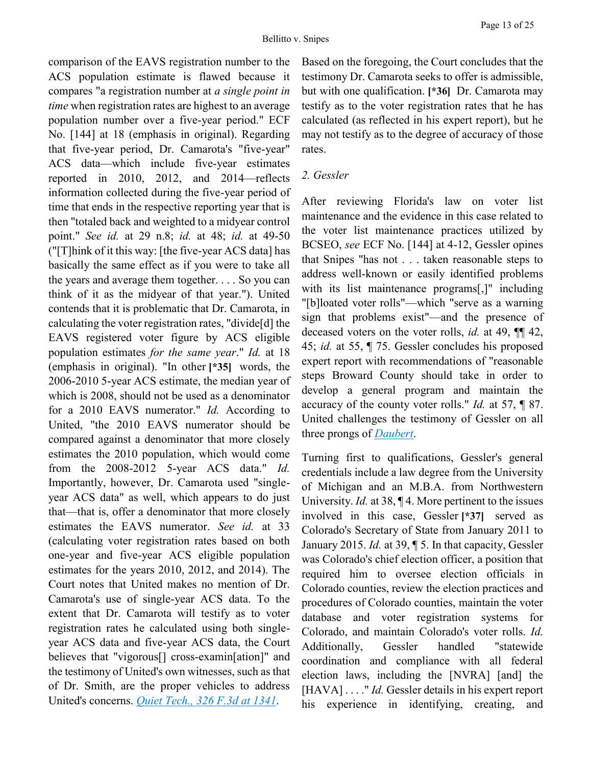comparison of the EAVS registration number to the ACS population estimate is flawed because it compares "a registration number at *a single point in time* when registration rates are highest to an average population number over a five-year period." ECF No. [144] at 18 (emphasis in original). Regarding that five-year period, Dr. Camarota's "five-year" ACS data—which include five-year estimates reported in 2010, 2012, and 2014—reflects information collected during the five-year period of time that ends in the respective reporting year that is then "totaled back and weighted to a midyear control point." *See id.* at 29 n.8; *id.* at 48; *id.* at 49-50 ("[T]hink of it this way: [the five-year ACS data] has basically the same effect as if you were to take all the years and average them together. . . . So you can think of it as the midyear of that year."). United contends that it is problematic that Dr. Camarota, in calculating the voter registration rates, "divide[d] the EAVS registered voter figure by ACS eligible population estimates *for the same year*." *Id.* at 18 (emphasis in original). "In other **[*35]** words, the 2006-2010 5-year ACS estimate, the median year of which is 2008, should not be used as a denominator for a 2010 EAVS numerator." *Id.* According to United, "the 2010 EAVS numerator should be compared against a denominator that more closely estimates the 2010 population, which would come from the 2008-2012 5-year ACS data." *Id.* Importantly, however, Dr. Camarota used "single-year ACS data" as well, which appears to do just that—that is, offer a denominator that more closely estimates the EAVS numerator. *See id.* at 33 (calculating voter registration rates based on both one-year and five-year ACS eligible population estimates for the years 2010, 2012, and 2014). The Court notes that United makes no mention of Dr. Camarota's use of single-year ACS data. To the extent that Dr. Camarota will testify as to voter registration rates he calculated using both single-year ACS data and five-year ACS data, the Court believes that "vigorous[] cross-examin[ation]" and the testimony of United's own witnesses, such as that of Dr. Smith, are the proper vehicles to address United's concerns. *Quiet Tech., 326 F.3d at 1341*.

Based on the foregoing, the Court concludes that the testimony Dr. Camarota seeks to offer is admissible, but with one qualification. **[*36]** Dr. Camarota may testify as to the voter registration rates that he has calculated (as reflected in his expert report), but he may not testify as to the degree of accuracy of those rates.

*2. Gessler*

After reviewing Florida's law on voter list maintenance and the evidence in this case related to the voter list maintenance practices utilized by BCSEO, *see* ECF No. [144] at 4-12, Gessler opines that Snipes "has not . . . taken reasonable steps to address well-known or easily identified problems with its list maintenance programs[,]" including "[b]loated voter rolls"—which "serve as a warning sign that problems exist"—and the presence of deceased voters on the voter rolls, *id.* at 49, ¶¶ 42, 45; *id.* at 55, ¶ 75. Gessler concludes his proposed expert report with recommendations of "reasonable steps Broward County should take in order to develop a general program and maintain the accuracy of the county voter rolls." *Id.* at 57, ¶ 87. United challenges the testimony of Gessler on all three prongs of *Daubert*.

Turning first to qualifications, Gessler's general credentials include a law degree from the University of Michigan and an M.B.A. from Northwestern University. *Id.* at 38, ¶ 4. More pertinent to the issues involved in this case, Gessler **[*37]** served as Colorado's Secretary of State from January 2011 to January 2015. *Id.* at 39, ¶ 5. In that capacity, Gessler was Colorado's chief election officer, a position that required him to oversee election officials in Colorado counties, review the election practices and procedures of Colorado counties, maintain the voter database and voter registration systems for Colorado, and maintain Colorado's voter rolls. *Id.* Additionally, Gessler handled "statewide coordination and compliance with all federal election laws, including the [NVRA] [and] the [HAVA] . . . ." *Id.* Gessler details in his expert report his experience in identifying, creating, and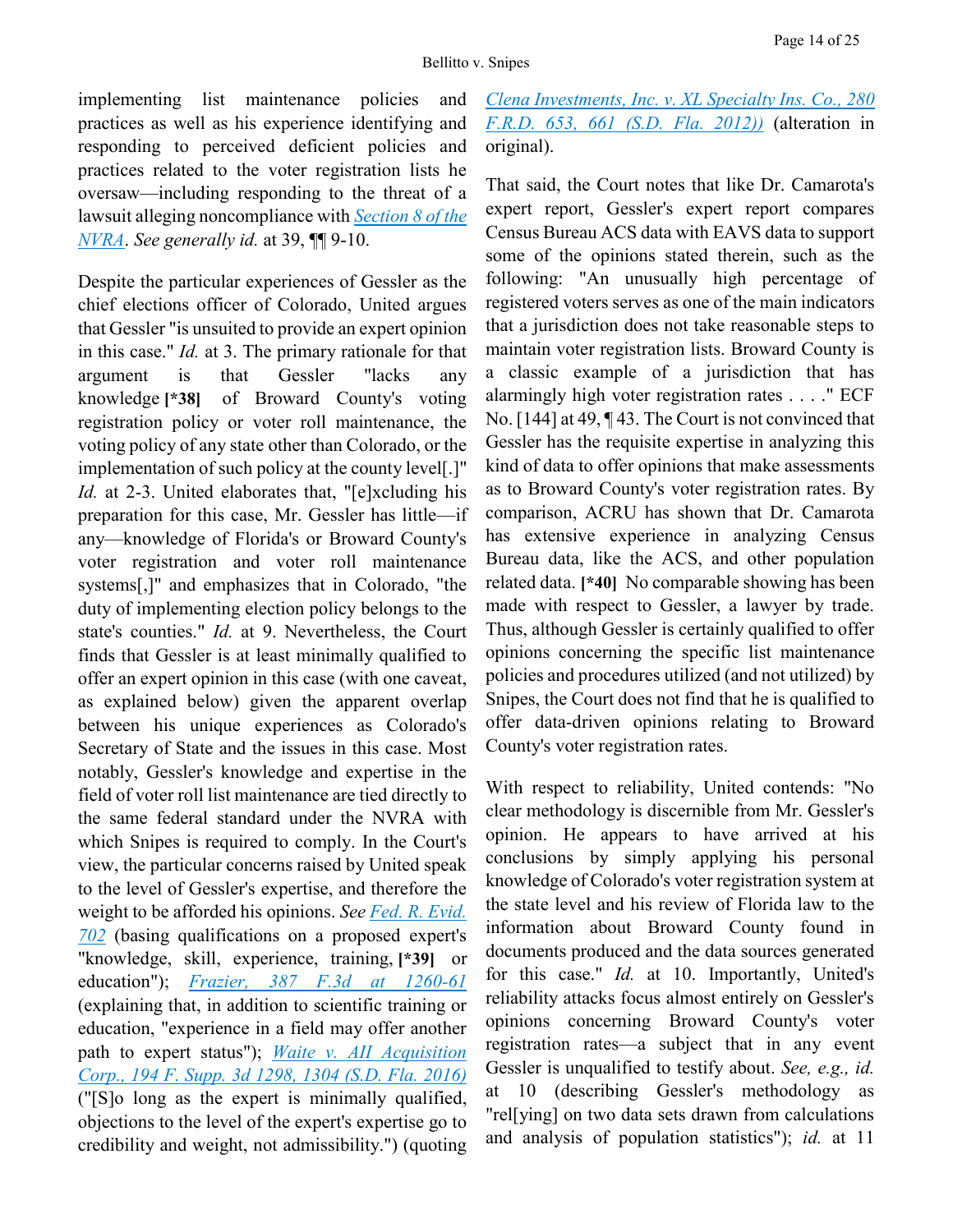implementing list maintenance policies and practices as well as his experience identifying and responding to perceived deficient policies and practices related to the voter registration lists he oversaw—including responding to the threat of a lawsuit alleging noncompliance with Section 8 of the NVRA. *See generally id.* at 39, ¶¶ 9-10.

Despite the particular experiences of Gessler as the chief elections officer of Colorado, United argues that Gessler "is unsuited to provide an expert opinion in this case." *Id.* at 3. The primary rationale for that argument is that Gessler "lacks any knowledge **[*38]** of Broward County's voting registration policy or voter roll maintenance, the voting policy of any state other than Colorado, or the implementation of such policy at the county level[.]" *Id.* at 2-3. United elaborates that, "[e]xcluding his preparation for this case, Mr. Gessler has little—if any—knowledge of Florida's or Broward County's voter registration and voter roll maintenance systems[,]" and emphasizes that in Colorado, "the duty of implementing election policy belongs to the state's counties." *Id.* at 9. Nevertheless, the Court finds that Gessler is at least minimally qualified to offer an expert opinion in this case (with one caveat, as explained below) given the apparent overlap between his unique experiences as Colorado's Secretary of State and the issues in this case. Most notably, Gessler's knowledge and expertise in the field of voter roll list maintenance are tied directly to the same federal standard under the NVRA with which Snipes is required to comply. In the Court's view, the particular concerns raised by United speak to the level of Gessler's expertise, and therefore the weight to be afforded his opinions. *See* Fed. R. Evid. 702 (basing qualifications on a proposed expert's "knowledge, skill, experience, training, **[*39]** or education"); *Frazier, 387 F.3d at 1260-61* (explaining that, in addition to scientific training or education, "experience in a field may offer another path to expert status"); *Waite v. AII Acquisition Corp., 194 F. Supp. 3d 1298, 1304 (S.D. Fla. 2016)* ("[S]o long as the expert is minimally qualified, objections to the level of the expert's expertise go to credibility and weight, not admissibility.") (quoting *Clena Investments, Inc. v. XL Specialty Ins. Co., 280 F.R.D. 653, 661 (S.D. Fla. 2012))* (alteration in original).

That said, the Court notes that like Dr. Camarota's expert report, Gessler's expert report compares Census Bureau ACS data with EAVS data to support some of the opinions stated therein, such as the following: "An unusually high percentage of registered voters serves as one of the main indicators that a jurisdiction does not take reasonable steps to maintain voter registration lists. Broward County is a classic example of a jurisdiction that has alarmingly high voter registration rates . . . ." ECF No. [144] at 49, ¶ 43. The Court is not convinced that Gessler has the requisite expertise in analyzing this kind of data to offer opinions that make assessments as to Broward County's voter registration rates. By comparison, ACRU has shown that Dr. Camarota has extensive experience in analyzing Census Bureau data, like the ACS, and other population related data. **[*40]** No comparable showing has been made with respect to Gessler, a lawyer by trade. Thus, although Gessler is certainly qualified to offer opinions concerning the specific list maintenance policies and procedures utilized (and not utilized) by Snipes, the Court does not find that he is qualified to offer data-driven opinions relating to Broward County's voter registration rates.

With respect to reliability, United contends: "No clear methodology is discernible from Mr. Gessler's opinion. He appears to have arrived at his conclusions by simply applying his personal knowledge of Colorado's voter registration system at the state level and his review of Florida law to the information about Broward County found in documents produced and the data sources generated for this case." *Id.* at 10. Importantly, United's reliability attacks focus almost entirely on Gessler's opinions concerning Broward County's voter registration rates—a subject that in any event Gessler is unqualified to testify about. *See, e.g., id.* at 10 (describing Gessler's methodology as "rel[ying] on two data sets drawn from calculations and analysis of population statistics"); *id.* at 11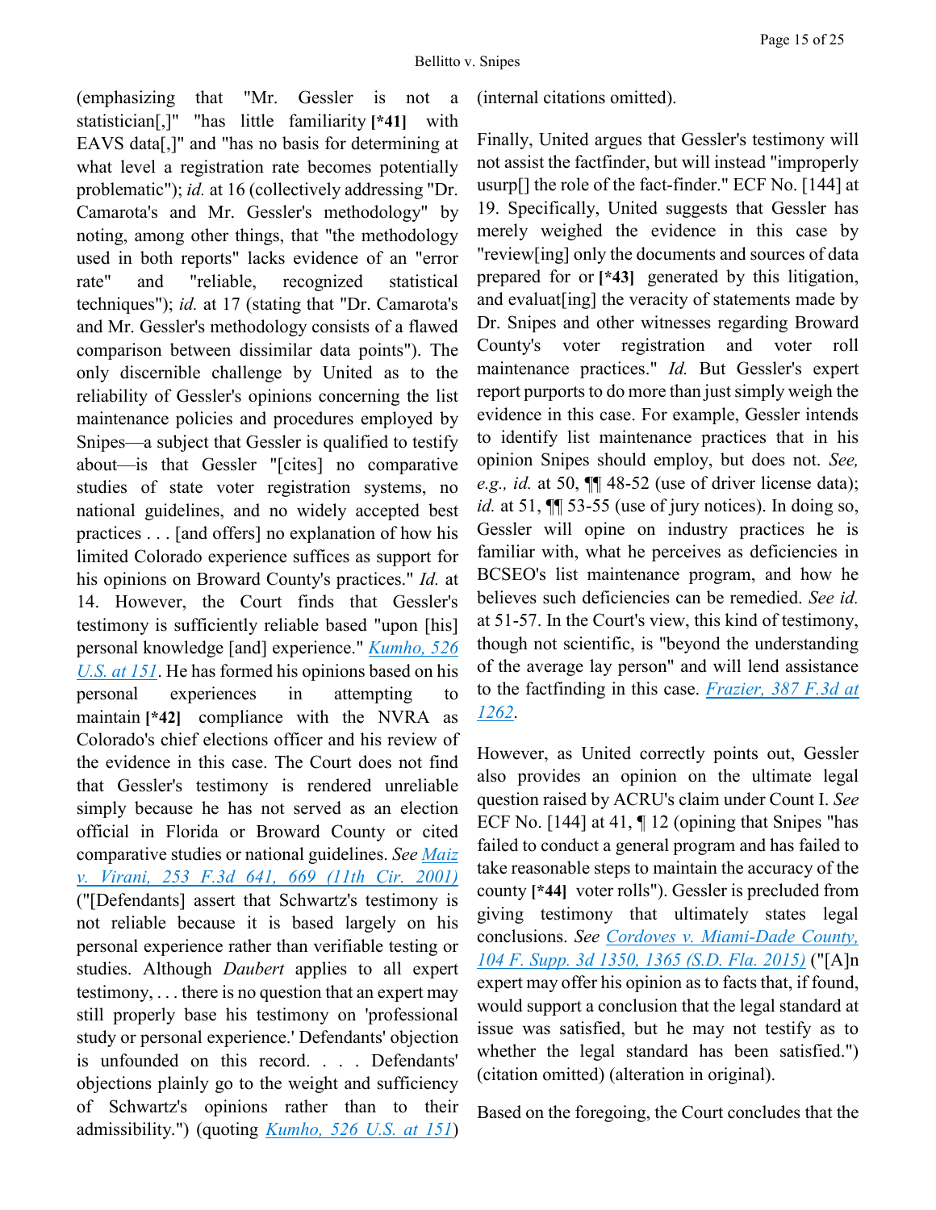(emphasizing that "Mr. Gessler is not a statistician[,]" "has little familiarity **[*41]** with EAVS data[,]" and "has no basis for determining at what level a registration rate becomes potentially problematic"); *id.* at 16 (collectively addressing "Dr. Camarota's and Mr. Gessler's methodology" by noting, among other things, that "the methodology used in both reports" lacks evidence of an "error rate" and "reliable, recognized statistical techniques"); *id.* at 17 (stating that "Dr. Camarota's and Mr. Gessler's methodology consists of a flawed comparison between dissimilar data points"). The only discernible challenge by United as to the reliability of Gessler's opinions concerning the list maintenance policies and procedures employed by Snipes—a subject that Gessler is qualified to testify about—is that Gessler "[cites] no comparative studies of state voter registration systems, no national guidelines, and no widely accepted best practices . . . [and offers] no explanation of how his limited Colorado experience suffices as support for his opinions on Broward County's practices." *Id.* at 14. However, the Court finds that Gessler's testimony is sufficiently reliable based "upon [his] personal knowledge [and] experience." *Kumho, 526 U.S. at 151*. He has formed his opinions based on his personal experiences in attempting to maintain **[*42]** compliance with the NVRA as Colorado's chief elections officer and his review of the evidence in this case. The Court does not find that Gessler's testimony is rendered unreliable simply because he has not served as an election official in Florida or Broward County or cited comparative studies or national guidelines. *See Maiz v. Virani, 253 F.3d 641, 669 (11th Cir. 2001)* ("[Defendants] assert that Schwartz's testimony is not reliable because it is based largely on his personal experience rather than verifiable testing or studies. Although *Daubert* applies to all expert testimony, . . . there is no question that an expert may still properly base his testimony on 'professional study or personal experience.' Defendants' objection is unfounded on this record. . . . Defendants' objections plainly go to the weight and sufficiency of Schwartz's opinions rather than to their admissibility.") (quoting *Kumho, 526 U.S. at 151*) (internal citations omitted).

Finally, United argues that Gessler's testimony will not assist the factfinder, but will instead "improperly usurp[] the role of the fact-finder." ECF No. [144] at 19. Specifically, United suggests that Gessler has merely weighed the evidence in this case by "review[ing] only the documents and sources of data prepared for or **[*43]** generated by this litigation, and evaluat[ing] the veracity of statements made by Dr. Snipes and other witnesses regarding Broward County's voter registration and voter roll maintenance practices." *Id.* But Gessler's expert report purports to do more than just simply weigh the evidence in this case. For example, Gessler intends to identify list maintenance practices that in his opinion Snipes should employ, but does not. *See, e.g., id.* at 50, ¶¶ 48-52 (use of driver license data); *id.* at 51, ¶¶ 53-55 (use of jury notices). In doing so, Gessler will opine on industry practices he is familiar with, what he perceives as deficiencies in BCSEO's list maintenance program, and how he believes such deficiencies can be remedied. *See id.* at 51-57. In the Court's view, this kind of testimony, though not scientific, is "beyond the understanding of the average lay person" and will lend assistance to the factfinding in this case. *Frazier, 387 F.3d at 1262*.

However, as United correctly points out, Gessler also provides an opinion on the ultimate legal question raised by ACRU's claim under Count I. *See* ECF No. [144] at 41, ¶ 12 (opining that Snipes "has failed to conduct a general program and has failed to take reasonable steps to maintain the accuracy of the county **[*44]** voter rolls"). Gessler is precluded from giving testimony that ultimately states legal conclusions. *See Cordoves v. Miami-Dade County, 104 F. Supp. 3d 1350, 1365 (S.D. Fla. 2015)* ("[A]n expert may offer his opinion as to facts that, if found, would support a conclusion that the legal standard at issue was satisfied, but he may not testify as to whether the legal standard has been satisfied.") (citation omitted) (alteration in original).

Based on the foregoing, the Court concludes that the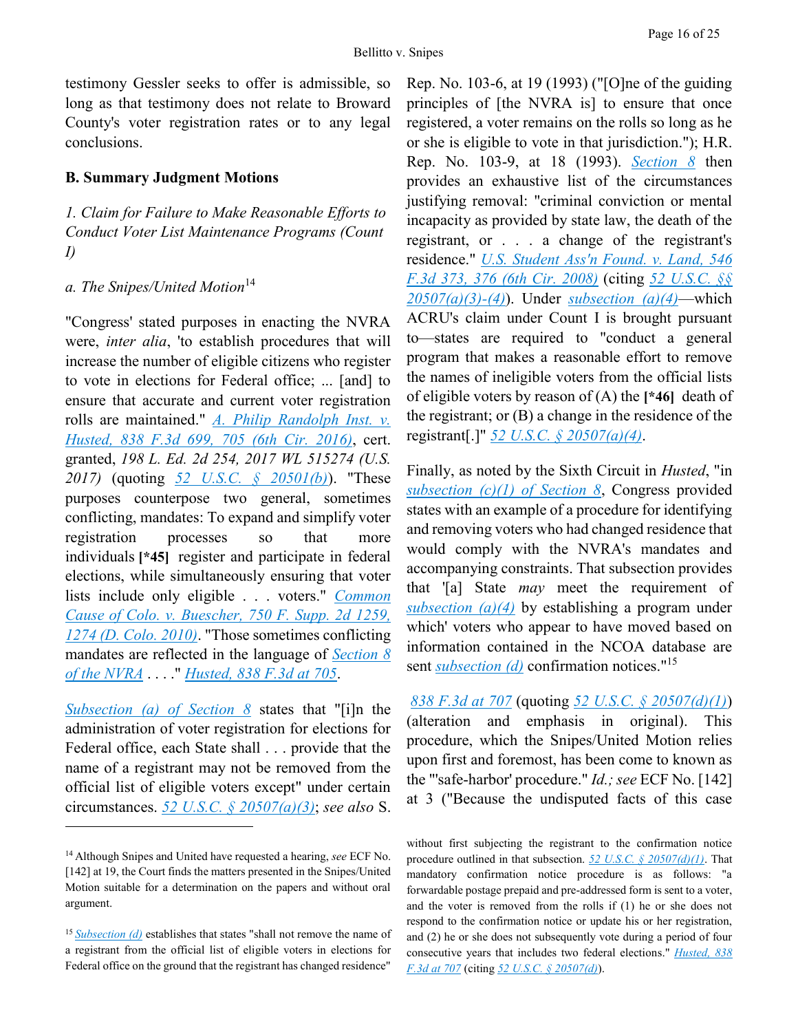testimony Gessler seeks to offer is admissible, so long as that testimony does not relate to Broward County's voter registration rates or to any legal conclusions.

### B. Summary Judgment Motions

*1. Claim for Failure to Make Reasonable Efforts to Conduct Voter List Maintenance Programs (Count I)*

*a. The Snipes/United Motion*[14]

"Congress' stated purposes in enacting the NVRA were, *inter alia*, 'to establish procedures that will increase the number of eligible citizens who register to vote in elections for Federal office; ... [and] to ensure that accurate and current voter registration rolls are maintained." *A. Philip Randolph Inst. v. Husted, 838 F.3d 699, 705 (6th Cir. 2016)*, cert. granted, *198 L. Ed. 2d 254, 2017 WL 515274 (U.S. 2017)* (quoting *52 U.S.C. § 20501(b)*). "These purposes counterpose two general, sometimes conflicting, mandates: To expand and simplify voter registration processes so that more individuals **[*45]** register and participate in federal elections, while simultaneously ensuring that voter lists include only eligible . . . voters." *Common Cause of Colo. v. Buescher, 750 F. Supp. 2d 1259, 1274 (D. Colo. 2010)*. "Those sometimes conflicting mandates are reflected in the language of *Section 8 of the NVRA* . . . ." *Husted, 838 F.3d at 705*.

*Subsection (a) of Section 8* states that "[i]n the administration of voter registration for elections for Federal office, each State shall . . . provide that the name of a registrant may not be removed from the official list of eligible voters except" under certain circumstances. *52 U.S.C. § 20507(a)(3)*; *see also* S. Rep. No. 103-6, at 19 (1993) ("[O]ne of the guiding principles of [the NVRA is] to ensure that once registered, a voter remains on the rolls so long as he or she is eligible to vote in that jurisdiction."); H.R. Rep. No. 103-9, at 18 (1993). *Section 8* then provides an exhaustive list of the circumstances justifying removal: "criminal conviction or mental incapacity as provided by state law, the death of the registrant, or . . . a change of the registrant's residence." *U.S. Student Ass'n Found. v. Land, 546 F.3d 373, 376 (6th Cir. 2008)* (citing *52 U.S.C. §§ 20507(a)(3)-(4)*). Under *subsection (a)(4)*—which ACRU's claim under Count I is brought pursuant to—states are required to "conduct a general program that makes a reasonable effort to remove the names of ineligible voters from the official lists of eligible voters by reason of (A) the **[*46]** death of the registrant; or (B) a change in the residence of the registrant[.]" *52 U.S.C. § 20507(a)(4)*.

Finally, as noted by the Sixth Circuit in *Husted*, "in *subsection (c)(1) of Section 8*, Congress provided states with an example of a procedure for identifying and removing voters who had changed residence that would comply with the NVRA's mandates and accompanying constraints. That subsection provides that '[a] State *may* meet the requirement of *subsection (a)(4)* by establishing a program under which' voters who appear to have moved based on information contained in the NCOA database are sent *subsection (d)* confirmation notices."[15]

*838 F.3d at 707* (quoting *52 U.S.C. § 20507(d)(1)*) (alteration and emphasis in original). This procedure, which the Snipes/United Motion relies upon first and foremost, has been come to known as the "'safe-harbor' procedure." *Id.; see* ECF No. [142] at 3 ("Because the undisputed facts of this case

---

[14] Although Snipes and United have requested a hearing, *see* ECF No. [142] at 19, the Court finds the matters presented in the Snipes/United Motion suitable for a determination on the papers and without oral argument.

[15] *Subsection (d)* establishes that states "shall not remove the name of a registrant from the official list of eligible voters in elections for Federal office on the ground that the registrant has changed residence" without first subjecting the registrant to the confirmation notice procedure outlined in that subsection. *52 U.S.C. § 20507(d)(1)*. That mandatory confirmation notice procedure is as follows: "a forwardable postage prepaid and pre-addressed form is sent to a voter, and the voter is removed from the rolls if (1) he or she does not respond to the confirmation notice or update his or her registration, and (2) he or she does not subsequently vote during a period of four consecutive years that includes two federal elections." *Husted, 838 F.3d at 707* (citing *52 U.S.C. § 20507(d)*).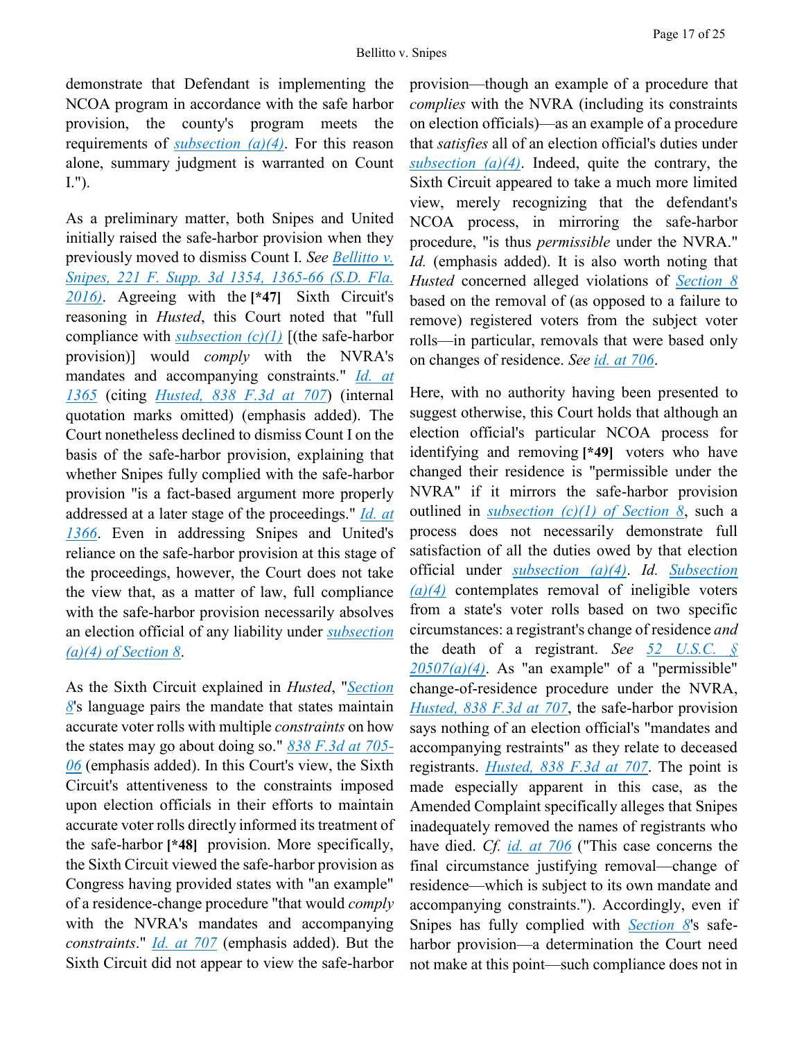demonstrate that Defendant is implementing the NCOA program in accordance with the safe harbor provision, the county's program meets the requirements of subsection (a)(4). For this reason alone, summary judgment is warranted on Count I.").

As a preliminary matter, both Snipes and United initially raised the safe-harbor provision when they previously moved to dismiss Count I. *See* Bellitto v. Snipes, 221 F. Supp. 3d 1354, 1365-66 (S.D. Fla. 2016). Agreeing with the **[*47]** Sixth Circuit's reasoning in *Husted*, this Court noted that "full compliance with subsection (c)(1) [(the safe-harbor provision)] would *comply* with the NVRA's mandates and accompanying constraints." *Id. at 1365* (citing *Husted, 838 F.3d at 707*) (internal quotation marks omitted) (emphasis added). The Court nonetheless declined to dismiss Count I on the basis of the safe-harbor provision, explaining that whether Snipes fully complied with the safe-harbor provision "is a fact-based argument more properly addressed at a later stage of the proceedings." *Id. at 1366*. Even in addressing Snipes and United's reliance on the safe-harbor provision at this stage of the proceedings, however, the Court does not take the view that, as a matter of law, full compliance with the safe-harbor provision necessarily absolves an election official of any liability under subsection (a)(4) of Section 8.

As the Sixth Circuit explained in *Husted*, "Section 8's language pairs the mandate that states maintain accurate voter rolls with multiple *constraints* on how the states may go about doing so." 838 F.3d at 705-06 (emphasis added). In this Court's view, the Sixth Circuit's attentiveness to the constraints imposed upon election officials in their efforts to maintain accurate voter rolls directly informed its treatment of the safe-harbor **[*48]** provision. More specifically, the Sixth Circuit viewed the safe-harbor provision as Congress having provided states with "an example" of a residence-change procedure "that would *comply* with the NVRA's mandates and accompanying *constraints*." *Id. at 707* (emphasis added). But the Sixth Circuit did not appear to view the safe-harbor provision—though an example of a procedure that *complies* with the NVRA (including its constraints on election officials)—as an example of a procedure that *satisfies* all of an election official's duties under subsection (a)(4). Indeed, quite the contrary, the Sixth Circuit appeared to take a much more limited view, merely recognizing that the defendant's NCOA process, in mirroring the safe-harbor procedure, "is thus *permissible* under the NVRA." *Id.* (emphasis added). It is also worth noting that *Husted* concerned alleged violations of Section 8 based on the removal of (as opposed to a failure to remove) registered voters from the subject voter rolls—in particular, removals that were based only on changes of residence. *See id. at 706*.

Here, with no authority having been presented to suggest otherwise, this Court holds that although an election official's particular NCOA process for identifying and removing **[*49]** voters who have changed their residence is "permissible under the NVRA" if it mirrors the safe-harbor provision outlined in subsection (c)(1) of Section 8, such a process does not necessarily demonstrate full satisfaction of all the duties owed by that election official under subsection (a)(4). *Id.* Subsection (a)(4) contemplates removal of ineligible voters from a state's voter rolls based on two specific circumstances: a registrant's change of residence *and* the death of a registrant. *See* 52 U.S.C. § 20507(a)(4). As "an example" of a "permissible" change-of-residence procedure under the NVRA, *Husted, 838 F.3d at 707*, the safe-harbor provision says nothing of an election official's "mandates and accompanying restraints" as they relate to deceased registrants. *Husted, 838 F.3d at 707*. The point is made especially apparent in this case, as the Amended Complaint specifically alleges that Snipes inadequately removed the names of registrants who have died. *Cf. id. at 706* ("This case concerns the final circumstance justifying removal—change of residence—which is subject to its own mandate and accompanying constraints."). Accordingly, even if Snipes has fully complied with Section 8's safe-harbor provision—a determination the Court need not make at this point—such compliance does not in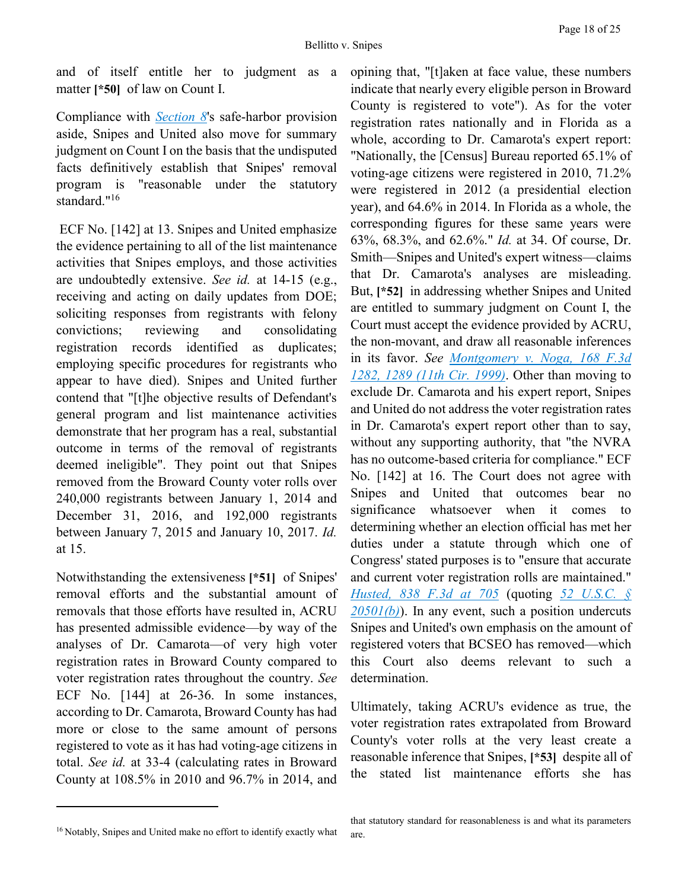and of itself entitle her to judgment as a matter **[*50]** of law on Count I.

Compliance with *Section 8*'s safe-harbor provision aside, Snipes and United also move for summary judgment on Count I on the basis that the undisputed facts definitively establish that Snipes' removal program is "reasonable under the statutory standard."[16]

ECF No. [142] at 13. Snipes and United emphasize the evidence pertaining to all of the list maintenance activities that Snipes employs, and those activities are undoubtedly extensive. *See id.* at 14-15 (e.g., receiving and acting on daily updates from DOE; soliciting responses from registrants with felony convictions; reviewing and consolidating registration records identified as duplicates; employing specific procedures for registrants who appear to have died). Snipes and United further contend that "[t]he objective results of Defendant's general program and list maintenance activities demonstrate that her program has a real, substantial outcome in terms of the removal of registrants deemed ineligible". They point out that Snipes removed from the Broward County voter rolls over 240,000 registrants between January 1, 2014 and December 31, 2016, and 192,000 registrants between January 7, 2015 and January 10, 2017. *Id.* at 15.

Notwithstanding the extensiveness **[*51]** of Snipes' removal efforts and the substantial amount of removals that those efforts have resulted in, ACRU has presented admissible evidence—by way of the analyses of Dr. Camarota—of very high voter registration rates in Broward County compared to voter registration rates throughout the country. *See* ECF No. [144] at 26-36. In some instances, according to Dr. Camarota, Broward County has had more or close to the same amount of persons registered to vote as it has had voting-age citizens in total. *See id.* at 33-4 (calculating rates in Broward County at 108.5% in 2010 and 96.7% in 2014, and opining that, "[t]aken at face value, these numbers indicate that nearly every eligible person in Broward County is registered to vote"). As for the voter registration rates nationally and in Florida as a whole, according to Dr. Camarota's expert report: "Nationally, the [Census] Bureau reported 65.1% of voting-age citizens were registered in 2010, 71.2% were registered in 2012 (a presidential election year), and 64.6% in 2014. In Florida as a whole, the corresponding figures for these same years were 63%, 68.3%, and 62.6%." *Id.* at 34. Of course, Dr. Smith—Snipes and United's expert witness—claims that Dr. Camarota's analyses are misleading. But, **[*52]** in addressing whether Snipes and United are entitled to summary judgment on Count I, the Court must accept the evidence provided by ACRU, the non-movant, and draw all reasonable inferences in its favor. *See Montgomery v. Noga, 168 F.3d 1282, 1289 (11th Cir. 1999)*. Other than moving to exclude Dr. Camarota and his expert report, Snipes and United do not address the voter registration rates in Dr. Camarota's expert report other than to say, without any supporting authority, that "the NVRA has no outcome-based criteria for compliance." ECF No. [142] at 16. The Court does not agree with Snipes and United that outcomes bear no significance whatsoever when it comes to determining whether an election official has met her duties under a statute through which one of Congress' stated purposes is to "ensure that accurate and current voter registration rolls are maintained." *Husted, 838 F.3d at 705* (quoting *52 U.S.C. § 20501(b)*). In any event, such a position undercuts Snipes and United's own emphasis on the amount of registered voters that BCSEO has removed—which this Court also deems relevant to such a determination.

Ultimately, taking ACRU's evidence as true, the voter registration rates extrapolated from Broward County's voter rolls at the very least create a reasonable inference that Snipes, **[*53]** despite all of the stated list maintenance efforts she has

---

[16] Notably, Snipes and United make no effort to identify exactly what that statutory standard for reasonableness is and what its parameters are.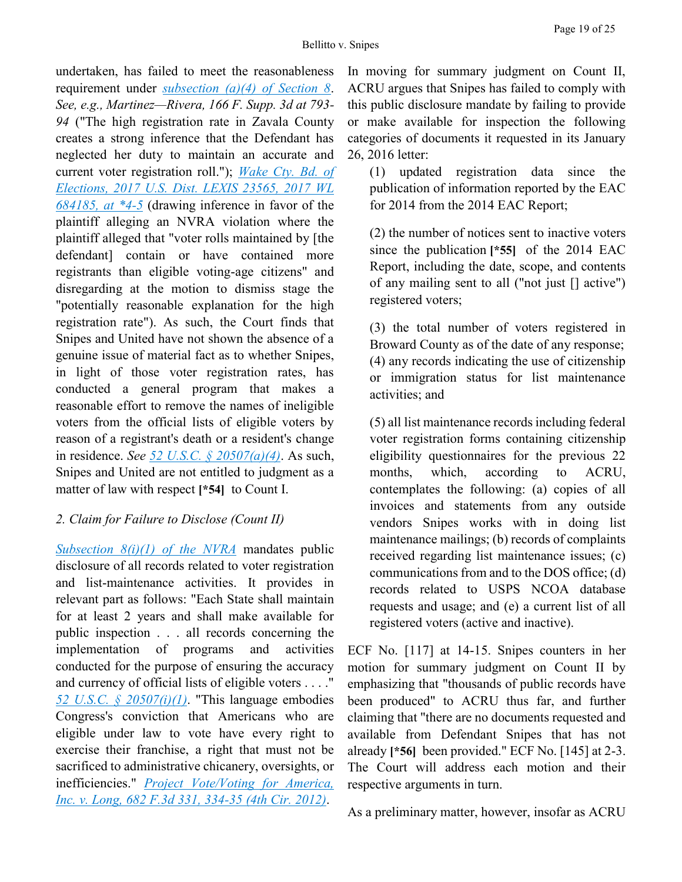undertaken, has failed to meet the reasonableness requirement under subsection (a)(4) of Section 8. *See, e.g., Martinez—Rivera, 166 F. Supp. 3d at 793-94* ("The high registration rate in Zavala County creates a strong inference that the Defendant has neglected her duty to maintain an accurate and current voter registration roll."); *Wake Cty. Bd. of Elections, 2017 U.S. Dist. LEXIS 23565, 2017 WL 684185, at *4-5* (drawing inference in favor of the plaintiff alleging an NVRA violation where the plaintiff alleged that "voter rolls maintained by [the defendant] contain or have contained more registrants than eligible voting-age citizens" and disregarding at the motion to dismiss stage the "potentially reasonable explanation for the high registration rate"). As such, the Court finds that Snipes and United have not shown the absence of a genuine issue of material fact as to whether Snipes, in light of those voter registration rates, has conducted a general program that makes a reasonable effort to remove the names of ineligible voters from the official lists of eligible voters by reason of a registrant's death or a resident's change in residence. *See* 52 U.S.C. § 20507(a)(4). As such, Snipes and United are not entitled to judgment as a matter of law with respect **[*54]** to Count I.

*2. Claim for Failure to Disclose (Count II)*

Subsection 8(i)(1) of the NVRA mandates public disclosure of all records related to voter registration and list-maintenance activities. It provides in relevant part as follows: "Each State shall maintain for at least 2 years and shall make available for public inspection . . . all records concerning the implementation of programs and activities conducted for the purpose of ensuring the accuracy and currency of official lists of eligible voters . . . ." 52 U.S.C. § 20507(i)(1). "This language embodies Congress's conviction that Americans who are eligible under law to vote have every right to exercise their franchise, a right that must not be sacrificed to administrative chicanery, oversights, or inefficiencies." *Project Vote/Voting for America, Inc. v. Long, 682 F.3d 331, 334-35 (4th Cir. 2012)*.

In moving for summary judgment on Count II, ACRU argues that Snipes has failed to comply with this public disclosure mandate by failing to provide or make available for inspection the following categories of documents it requested in its January 26, 2016 letter:

> (1) updated registration data since the publication of information reported by the EAC for 2014 from the 2014 EAC Report;
>
> (2) the number of notices sent to inactive voters since the publication **[*55]** of the 2014 EAC Report, including the date, scope, and contents of any mailing sent to all ("not just [] active") registered voters;
>
> (3) the total number of voters registered in Broward County as of the date of any response; (4) any records indicating the use of citizenship or immigration status for list maintenance activities; and
>
> (5) all list maintenance records including federal voter registration forms containing citizenship eligibility questionnaires for the previous 22 months, which, according to ACRU, contemplates the following: (a) copies of all invoices and statements from any outside vendors Snipes works with in doing list maintenance mailings; (b) records of complaints received regarding list maintenance issues; (c) communications from and to the DOS office; (d) records related to USPS NCOA database requests and usage; and (e) a current list of all registered voters (active and inactive).

ECF No. [117] at 14-15. Snipes counters in her motion for summary judgment on Count II by emphasizing that "thousands of public records have been produced" to ACRU thus far, and further claiming that "there are no documents requested and available from Defendant Snipes that has not already **[*56]** been provided." ECF No. [145] at 2-3. The Court will address each motion and their respective arguments in turn.

As a preliminary matter, however, insofar as ACRU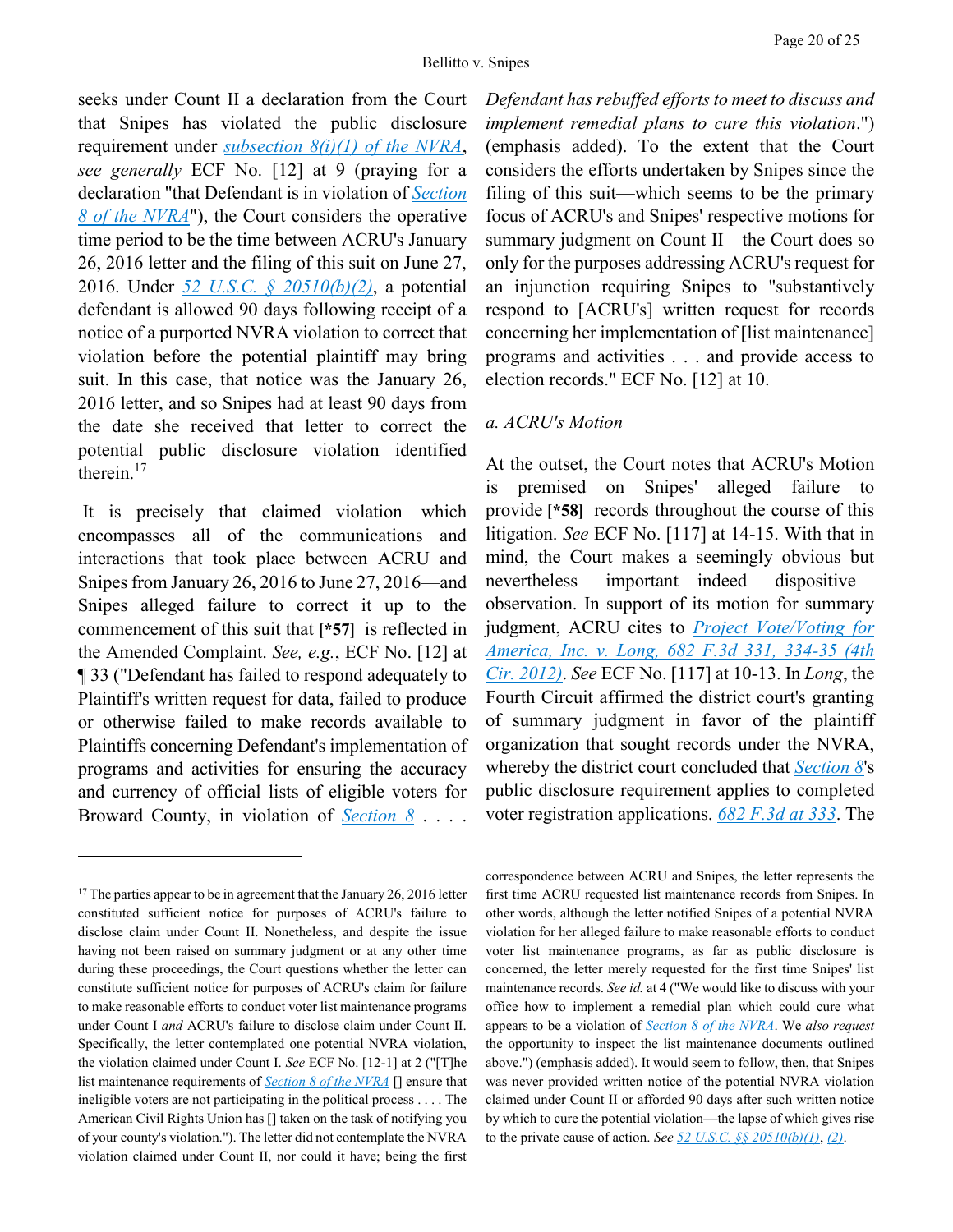seeks under Count II a declaration from the Court that Snipes has violated the public disclosure requirement under subsection 8(i)(1) of the NVRA, *see generally* ECF No. [12] at 9 (praying for a declaration "that Defendant is in violation of Section 8 of the NVRA"), the Court considers the operative time period to be the time between ACRU's January 26, 2016 letter and the filing of this suit on June 27, 2016. Under 52 U.S.C. § 20510(b)(2), a potential defendant is allowed 90 days following receipt of a notice of a purported NVRA violation to correct that violation before the potential plaintiff may bring suit. In this case, that notice was the January 26, 2016 letter, and so Snipes had at least 90 days from the date she received that letter to correct the potential public disclosure violation identified therein.[17]

It is precisely that claimed violation—which encompasses all of the communications and interactions that took place between ACRU and Snipes from January 26, 2016 to June 27, 2016—and Snipes alleged failure to correct it up to the commencement of this suit that **[*57]** is reflected in the Amended Complaint. *See, e.g.*, ECF No. [12] at ¶ 33 ("Defendant has failed to respond adequately to Plaintiff's written request for data, failed to produce or otherwise failed to make records available to Plaintiffs concerning Defendant's implementation of programs and activities for ensuring the accuracy and currency of official lists of eligible voters for Broward County, in violation of Section 8 . . . . *Defendant has rebuffed efforts to meet to discuss and implement remedial plans to cure this violation*.") (emphasis added). To the extent that the Court considers the efforts undertaken by Snipes since the filing of this suit—which seems to be the primary focus of ACRU's and Snipes' respective motions for summary judgment on Count II—the Court does so only for the purposes addressing ACRU's request for an injunction requiring Snipes to "substantively respond to [ACRU's] written request for records concerning her implementation of [list maintenance] programs and activities . . . and provide access to election records." ECF No. [12] at 10.

*a. ACRU's Motion*

At the outset, the Court notes that ACRU's Motion is premised on Snipes' alleged failure to provide **[*58]** records throughout the course of this litigation. *See* ECF No. [117] at 14-15. With that in mind, the Court makes a seemingly obvious but nevertheless important—indeed dispositive—observation. In support of its motion for summary judgment, ACRU cites to *Project Vote/Voting for America, Inc. v. Long, 682 F.3d 331, 334-35 (4th Cir. 2012)*. *See* ECF No. [117] at 10-13. In *Long*, the Fourth Circuit affirmed the district court's granting of summary judgment in favor of the plaintiff organization that sought records under the NVRA, whereby the district court concluded that Section 8's public disclosure requirement applies to completed voter registration applications. *682 F.3d at 333*. The

[17] The parties appear to be in agreement that the January 26, 2016 letter constituted sufficient notice for purposes of ACRU's failure to disclose claim under Count II. Nonetheless, and despite the issue having not been raised on summary judgment or at any other time during these proceedings, the Court questions whether the letter can constitute sufficient notice for purposes of ACRU's claim for failure to make reasonable efforts to conduct voter list maintenance programs under Count I *and* ACRU's failure to disclose claim under Count II. Specifically, the letter contemplated one potential NVRA violation, the violation claimed under Count I. *See* ECF No. [12-1] at 2 ("[T]he list maintenance requirements of Section 8 of the NVRA [] ensure that ineligible voters are not participating in the political process . . . . The American Civil Rights Union has [] taken on the task of notifying you of your county's violation."). The letter did not contemplate the NVRA violation claimed under Count II, nor could it have; being the first correspondence between ACRU and Snipes, the letter represents the first time ACRU requested list maintenance records from Snipes. In other words, although the letter notified Snipes of a potential NVRA violation for her alleged failure to make reasonable efforts to conduct voter list maintenance programs, as far as public disclosure is concerned, the letter merely requested for the first time Snipes' list maintenance records. *See id.* at 4 ("We would like to discuss with your office how to implement a remedial plan which could cure what appears to be a violation of Section 8 of the NVRA. We *also request* the opportunity to inspect the list maintenance documents outlined above.") (emphasis added). It would seem to follow, then, that Snipes was never provided written notice of the potential NVRA violation claimed under Count II or afforded 90 days after such written notice by which to cure the potential violation—the lapse of which gives rise to the private cause of action. *See* 52 U.S.C. §§ 20510(b)(1), (2).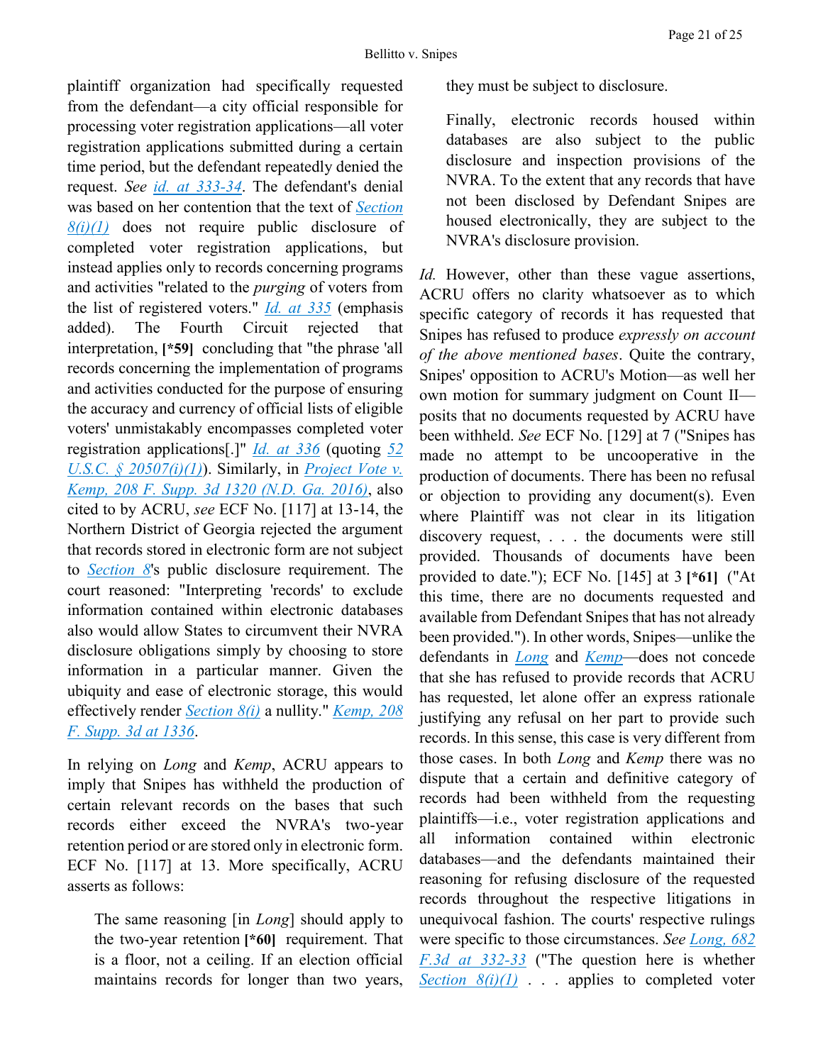plaintiff organization had specifically requested from the defendant—a city official responsible for processing voter registration applications—all voter registration applications submitted during a certain time period, but the defendant repeatedly denied the request. *See id. at 333-34*. The defendant's denial was based on her contention that the text of *Section 8(i)(1)* does not require public disclosure of completed voter registration applications, but instead applies only to records concerning programs and activities "related to the *purging* of voters from the list of registered voters." *Id. at 335* (emphasis added). The Fourth Circuit rejected that interpretation, **[*59]** concluding that "the phrase 'all records concerning the implementation of programs and activities conducted for the purpose of ensuring the accuracy and currency of official lists of eligible voters' unmistakably encompasses completed voter registration applications[.]" *Id. at 336* (quoting *52 U.S.C. § 20507(i)(1)*). Similarly, in *Project Vote v. Kemp, 208 F. Supp. 3d 1320 (N.D. Ga. 2016)*, also cited to by ACRU, *see* ECF No. [117] at 13-14, the Northern District of Georgia rejected the argument that records stored in electronic form are not subject to *Section 8*'s public disclosure requirement. The court reasoned: "Interpreting 'records' to exclude information contained within electronic databases also would allow States to circumvent their NVRA disclosure obligations simply by choosing to store information in a particular manner. Given the ubiquity and ease of electronic storage, this would effectively render *Section 8(i)* a nullity." *Kemp, 208 F. Supp. 3d at 1336*.

In relying on *Long* and *Kemp*, ACRU appears to imply that Snipes has withheld the production of certain relevant records on the bases that such records either exceed the NVRA's two-year retention period or are stored only in electronic form. ECF No. [117] at 13. More specifically, ACRU asserts as follows:

> The same reasoning [in *Long*] should apply to the two-year retention **[*60]** requirement. That is a floor, not a ceiling. If an election official maintains records for longer than two years, they must be subject to disclosure.
>
> Finally, electronic records housed within databases are also subject to the public disclosure and inspection provisions of the NVRA. To the extent that any records that have not been disclosed by Defendant Snipes are housed electronically, they are subject to the NVRA's disclosure provision.

*Id.* However, other than these vague assertions, ACRU offers no clarity whatsoever as to which specific category of records it has requested that Snipes has refused to produce *expressly on account of the above mentioned bases*. Quite the contrary, Snipes' opposition to ACRU's Motion—as well her own motion for summary judgment on Count II—posits that no documents requested by ACRU have been withheld. *See* ECF No. [129] at 7 ("Snipes has made no attempt to be uncooperative in the production of documents. There has been no refusal or objection to providing any document(s). Even where Plaintiff was not clear in its litigation discovery request, . . . the documents were still provided. Thousands of documents have been provided to date."); ECF No. [145] at 3 **[*61]** ("At this time, there are no documents requested and available from Defendant Snipes that has not already been provided."). In other words, Snipes—unlike the defendants in *Long* and *Kemp*—does not concede that she has refused to provide records that ACRU has requested, let alone offer an express rationale justifying any refusal on her part to provide such records. In this sense, this case is very different from those cases. In both *Long* and *Kemp* there was no dispute that a certain and definitive category of records had been withheld from the requesting plaintiffs—i.e., voter registration applications and all information contained within electronic databases—and the defendants maintained their reasoning for refusing disclosure of the requested records throughout the respective litigations in unequivocal fashion. The courts' respective rulings were specific to those circumstances. *See Long, 682 F.3d at 332-33* ("The question here is whether *Section 8(i)(1)* . . . applies to completed voter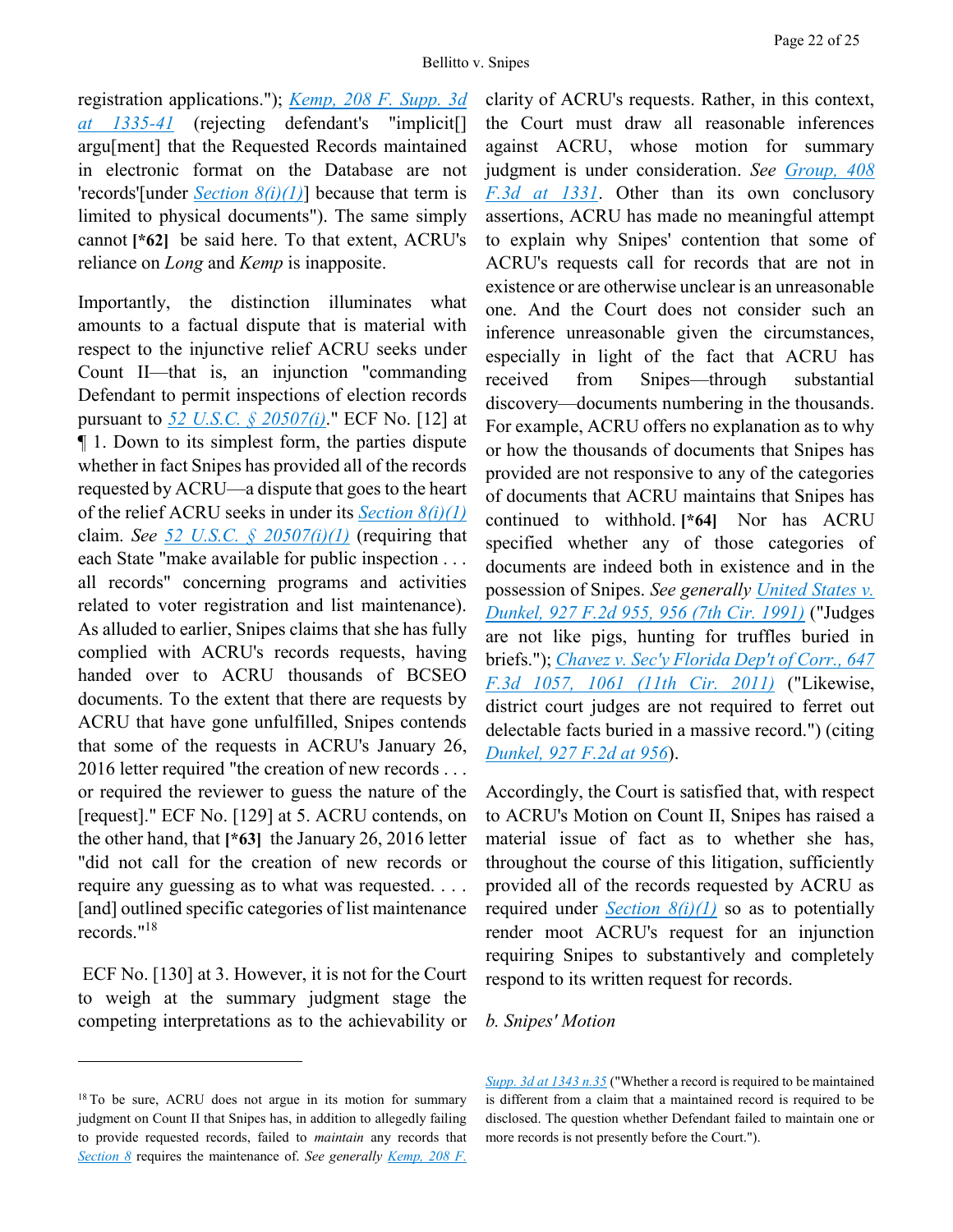registration applications."); *Kemp, 208 F. Supp. 3d at 1335-41* (rejecting defendant's "implicit[] argu[ment] that the Requested Records maintained in electronic format on the Database are not 'records'[under *Section 8(i)(1)*] because that term is limited to physical documents"). The same simply cannot **[*62]** be said here. To that extent, ACRU's reliance on *Long* and *Kemp* is inapposite.

Importantly, the distinction illuminates what amounts to a factual dispute that is material with respect to the injunctive relief ACRU seeks under Count II—that is, an injunction "commanding Defendant to permit inspections of election records pursuant to *52 U.S.C. § 20507(i)*." ECF No. [12] at ¶ 1. Down to its simplest form, the parties dispute whether in fact Snipes has provided all of the records requested by ACRU—a dispute that goes to the heart of the relief ACRU seeks in under its *Section 8(i)(1)* claim. *See* *52 U.S.C. § 20507(i)(1)* (requiring that each State "make available for public inspection . . . all records" concerning programs and activities related to voter registration and list maintenance). As alluded to earlier, Snipes claims that she has fully complied with ACRU's records requests, having handed over to ACRU thousands of BCSEO documents. To the extent that there are requests by ACRU that have gone unfulfilled, Snipes contends that some of the requests in ACRU's January 26, 2016 letter required "the creation of new records . . . or required the reviewer to guess the nature of the [request]." ECF No. [129] at 5. ACRU contends, on the other hand, that **[*63]** the January 26, 2016 letter "did not call for the creation of new records or require any guessing as to what was requested. . . . [and] outlined specific categories of list maintenance records."[18]

ECF No. [130] at 3. However, it is not for the Court to weigh at the summary judgment stage the competing interpretations as to the achievability or clarity of ACRU's requests. Rather, in this context, the Court must draw all reasonable inferences against ACRU, whose motion for summary judgment is under consideration. *See* *Group, 408 F.3d at 1331*. Other than its own conclusory assertions, ACRU has made no meaningful attempt to explain why Snipes' contention that some of ACRU's requests call for records that are not in existence or are otherwise unclear is an unreasonable one. And the Court does not consider such an inference unreasonable given the circumstances, especially in light of the fact that ACRU has received from Snipes—through substantial discovery—documents numbering in the thousands. For example, ACRU offers no explanation as to why or how the thousands of documents that Snipes has provided are not responsive to any of the categories of documents that ACRU maintains that Snipes has continued to withhold. **[*64]** Nor has ACRU specified whether any of those categories of documents are indeed both in existence and in the possession of Snipes. *See generally* *United States v. Dunkel, 927 F.2d 955, 956 (7th Cir. 1991)* ("Judges are not like pigs, hunting for truffles buried in briefs."); *Chavez v. Sec'y Florida Dep't of Corr., 647 F.3d 1057, 1061 (11th Cir. 2011)* ("Likewise, district court judges are not required to ferret out delectable facts buried in a massive record.") (citing *Dunkel, 927 F.2d at 956*).

Accordingly, the Court is satisfied that, with respect to ACRU's Motion on Count II, Snipes has raised a material issue of fact as to whether she has, throughout the course of this litigation, sufficiently provided all of the records requested by ACRU as required under *Section 8(i)(1)* so as to potentially render moot ACRU's request for an injunction requiring Snipes to substantively and completely respond to its written request for records.

*b. Snipes' Motion*

---

[18] To be sure, ACRU does not argue in its motion for summary judgment on Count II that Snipes has, in addition to allegedly failing to provide requested records, failed to *maintain* any records that *Section 8* requires the maintenance of. *See generally* *Kemp, 208 F. Supp. 3d at 1343 n.35* ("Whether a record is required to be maintained is different from a claim that a maintained record is required to be disclosed. The question whether Defendant failed to maintain one or more records is not presently before the Court.").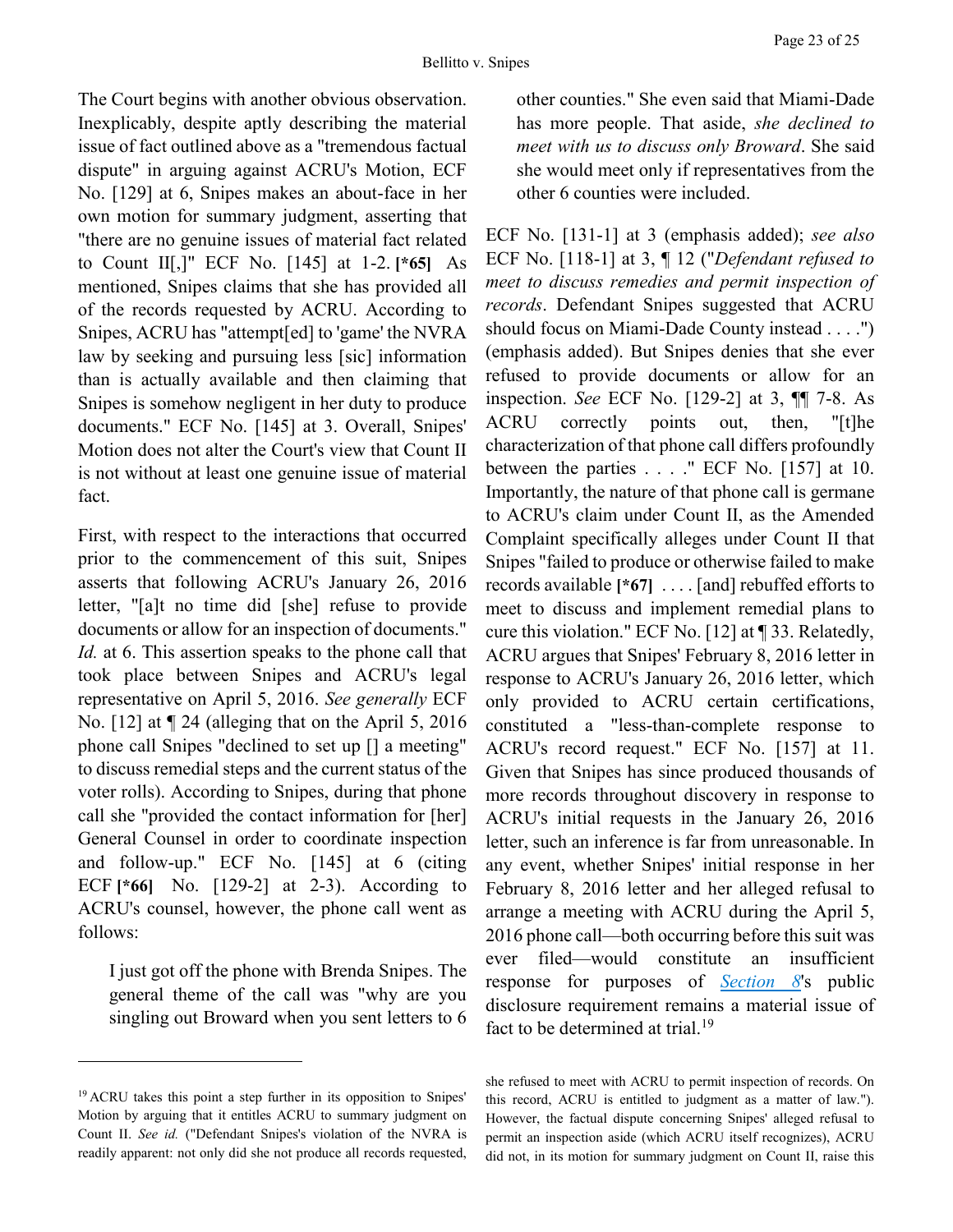The Court begins with another obvious observation. Inexplicably, despite aptly describing the material issue of fact outlined above as a "tremendous factual dispute" in arguing against ACRU's Motion, ECF No. [129] at 6, Snipes makes an about-face in her own motion for summary judgment, asserting that "there are no genuine issues of material fact related to Count II[,]" ECF No. [145] at 1-2. **[*65]** As mentioned, Snipes claims that she has provided all of the records requested by ACRU. According to Snipes, ACRU has "attempt[ed] to 'game' the NVRA law by seeking and pursuing less [sic] information than is actually available and then claiming that Snipes is somehow negligent in her duty to produce documents." ECF No. [145] at 3. Overall, Snipes' Motion does not alter the Court's view that Count II is not without at least one genuine issue of material fact.

First, with respect to the interactions that occurred prior to the commencement of this suit, Snipes asserts that following ACRU's January 26, 2016 letter, "[a]t no time did [she] refuse to provide documents or allow for an inspection of documents." *Id.* at 6. This assertion speaks to the phone call that took place between Snipes and ACRU's legal representative on April 5, 2016. *See generally* ECF No. [12] at ¶ 24 (alleging that on the April 5, 2016 phone call Snipes "declined to set up [] a meeting" to discuss remedial steps and the current status of the voter rolls). According to Snipes, during that phone call she "provided the contact information for [her] General Counsel in order to coordinate inspection and follow-up." ECF No. [145] at 6 (citing ECF **[*66]** No. [129-2] at 2-3). According to ACRU's counsel, however, the phone call went as follows:

> I just got off the phone with Brenda Snipes. The general theme of the call was "why are you singling out Broward when you sent letters to 6 other counties." She even said that Miami-Dade has more people. That aside, *she declined to meet with us to discuss only Broward*. She said she would meet only if representatives from the other 6 counties were included.

ECF No. [131-1] at 3 (emphasis added); *see also* ECF No. [118-1] at 3, ¶ 12 ("*Defendant refused to meet to discuss remedies and permit inspection of records*. Defendant Snipes suggested that ACRU should focus on Miami-Dade County instead . . . .") (emphasis added). But Snipes denies that she ever refused to provide documents or allow for an inspection. *See* ECF No. [129-2] at 3, ¶¶ 7-8. As ACRU correctly points out, then, "[t]he characterization of that phone call differs profoundly between the parties . . . ." ECF No. [157] at 10. Importantly, the nature of that phone call is germane to ACRU's claim under Count II, as the Amended Complaint specifically alleges under Count II that Snipes "failed to produce or otherwise failed to make records available **[*67]** . . . . [and] rebuffed efforts to meet to discuss and implement remedial plans to cure this violation." ECF No. [12] at ¶ 33. Relatedly, ACRU argues that Snipes' February 8, 2016 letter in response to ACRU's January 26, 2016 letter, which only provided to ACRU certain certifications, constituted a "less-than-complete response to ACRU's record request." ECF No. [157] at 11. Given that Snipes has since produced thousands of more records throughout discovery in response to ACRU's initial requests in the January 26, 2016 letter, such an inference is far from unreasonable. In any event, whether Snipes' initial response in her February 8, 2016 letter and her alleged refusal to arrange a meeting with ACRU during the April 5, 2016 phone call—both occurring before this suit was ever filed—would constitute an insufficient response for purposes of *Section 8*'s public disclosure requirement remains a material issue of fact to be determined at trial.[19]

---

[19] ACRU takes this point a step further in its opposition to Snipes' Motion by arguing that it entitles ACRU to summary judgment on Count II. *See id.* ("Defendant Snipes's violation of the NVRA is readily apparent: not only did she not produce all records requested, she refused to meet with ACRU to permit inspection of records. On this record, ACRU is entitled to judgment as a matter of law."). However, the factual dispute concerning Snipes' alleged refusal to permit an inspection aside (which ACRU itself recognizes), ACRU did not, in its motion for summary judgment on Count II, raise this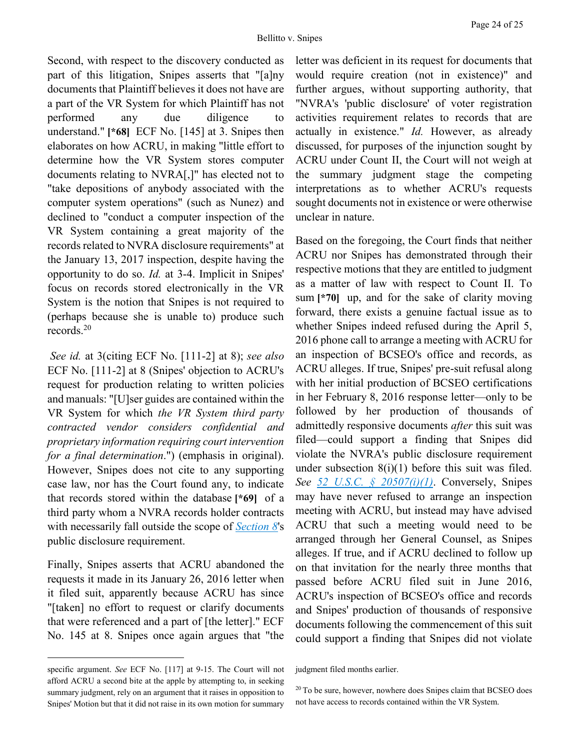Second, with respect to the discovery conducted as part of this litigation, Snipes asserts that "[a]ny documents that Plaintiff believes it does not have are a part of the VR System for which Plaintiff has not performed any due diligence to understand." **[*68]** ECF No. [145] at 3. Snipes then elaborates on how ACRU, in making "little effort to determine how the VR System stores computer documents relating to NVRA[,]" has elected not to "take depositions of anybody associated with the computer system operations" (such as Nunez) and declined to "conduct a computer inspection of the VR System containing a great majority of the records related to NVRA disclosure requirements" at the January 13, 2017 inspection, despite having the opportunity to do so. *Id.* at 3-4. Implicit in Snipes' focus on records stored electronically in the VR System is the notion that Snipes is not required to (perhaps because she is unable to) produce such records.[20]

*See id.* at 3(citing ECF No. [111-2] at 8); *see also* ECF No. [111-2] at 8 (Snipes' objection to ACRU's request for production relating to written policies and manuals: "[U]ser guides are contained within the VR System for which *the VR System third party contracted vendor considers confidential and proprietary information requiring court intervention for a final determination*.") (emphasis in original). However, Snipes does not cite to any supporting case law, nor has the Court found any, to indicate that records stored within the database **[*69]** of a third party whom a NVRA records holder contracts with necessarily fall outside the scope of *Section 8*'s public disclosure requirement.

Finally, Snipes asserts that ACRU abandoned the requests it made in its January 26, 2016 letter when it filed suit, apparently because ACRU has since "[taken] no effort to request or clarify documents that were referenced and a part of [the letter]." ECF No. 145 at 8. Snipes once again argues that "the letter was deficient in its request for documents that would require creation (not in existence)" and further argues, without supporting authority, that "NVRA's 'public disclosure' of voter registration activities requirement relates to records that are actually in existence." *Id.* However, as already discussed, for purposes of the injunction sought by ACRU under Count II, the Court will not weigh at the summary judgment stage the competing interpretations as to whether ACRU's requests sought documents not in existence or were otherwise unclear in nature.

Based on the foregoing, the Court finds that neither ACRU nor Snipes has demonstrated through their respective motions that they are entitled to judgment as a matter of law with respect to Count II. To sum **[*70]** up, and for the sake of clarity moving forward, there exists a genuine factual issue as to whether Snipes indeed refused during the April 5, 2016 phone call to arrange a meeting with ACRU for an inspection of BCSEO's office and records, as ACRU alleges. If true, Snipes' pre-suit refusal along with her initial production of BCSEO certifications in her February 8, 2016 response letter—only to be followed by her production of thousands of admittedly responsive documents *after* this suit was filed—could support a finding that Snipes did violate the NVRA's public disclosure requirement under subsection 8(i)(1) before this suit was filed. *See 52 U.S.C. § 20507(i)(1)*. Conversely, Snipes may have never refused to arrange an inspection meeting with ACRU, but instead may have advised ACRU that such a meeting would need to be arranged through her General Counsel, as Snipes alleges. If true, and if ACRU declined to follow up on that invitation for the nearly three months that passed before ACRU filed suit in June 2016, ACRU's inspection of BCSEO's office and records and Snipes' production of thousands of responsive documents following the commencement of this suit could support a finding that Snipes did not violate

---

specific argument. *See* ECF No. [117] at 9-15. The Court will not afford ACRU a second bite at the apple by attempting to, in seeking summary judgment, rely on an argument that it raises in opposition to Snipes' Motion but that it did not raise in its own motion for summary judgment filed months earlier.

[20] To be sure, however, nowhere does Snipes claim that BCSEO does not have access to records contained within the VR System.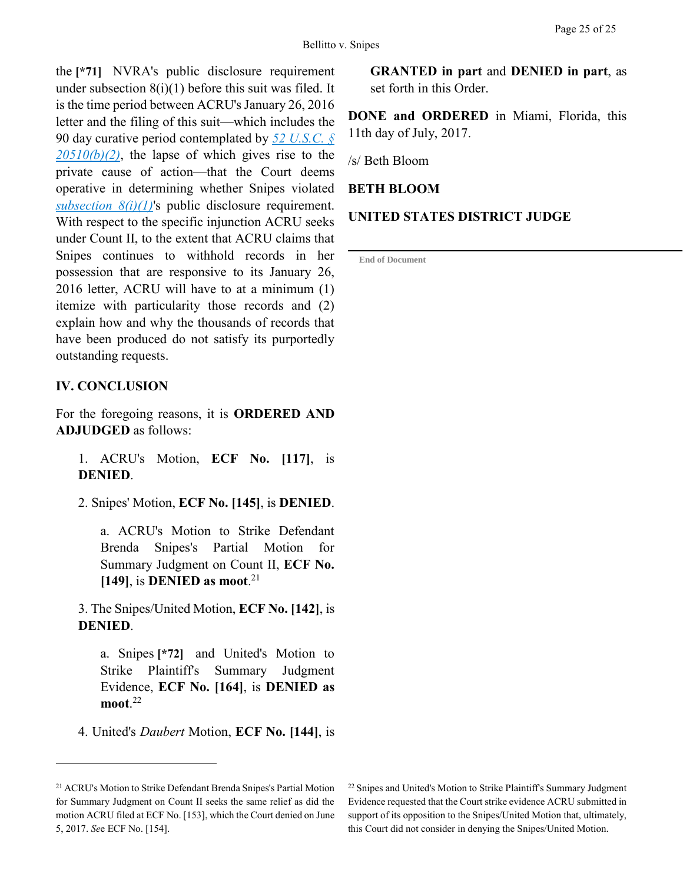the **[*71]** NVRA's public disclosure requirement under subsection 8(i)(1) before this suit was filed. It is the time period between ACRU's January 26, 2016 letter and the filing of this suit—which includes the 90 day curative period contemplated by 52 U.S.C. § 20510(b)(2), the lapse of which gives rise to the private cause of action—that the Court deems operative in determining whether Snipes violated subsection 8(i)(1)'s public disclosure requirement. With respect to the specific injunction ACRU seeks under Count II, to the extent that ACRU claims that Snipes continues to withhold records in her possession that are responsive to its January 26, 2016 letter, ACRU will have to at a minimum (1) itemize with particularity those records and (2) explain how and why the thousands of records that have been produced do not satisfy its purportedly outstanding requests.

## IV. CONCLUSION

For the foregoing reasons, it is **ORDERED AND ADJUDGED** as follows:

1. ACRU's Motion, **ECF No. [117]**, is **DENIED**.

2. Snipes' Motion, **ECF No. [145]**, is **DENIED**.

    a. ACRU's Motion to Strike Defendant Brenda Snipes's Partial Motion for Summary Judgment on Count II, **ECF No. [149]**, is **DENIED as moot**.[21]

3. The Snipes/United Motion, **ECF No. [142]**, is **DENIED**.

    a. Snipes **[*72]** and United's Motion to Strike Plaintiff's Summary Judgment Evidence, **ECF No. [164]**, is **DENIED as moot**.[22]

4. United's *Daubert* Motion, **ECF No. [144]**, is **GRANTED in part** and **DENIED in part**, as set forth in this Order.

**DONE and ORDERED** in Miami, Florida, this 11th day of July, 2017.

/s/ Beth Bloom

**BETH BLOOM**

**UNITED STATES DISTRICT JUDGE**

End of Document

---

[21] ACRU's Motion to Strike Defendant Brenda Snipes's Partial Motion for Summary Judgment on Count II seeks the same relief as did the motion ACRU filed at ECF No. [153], which the Court denied on June 5, 2017. *See* ECF No. [154].

[22] Snipes and United's Motion to Strike Plaintiff's Summary Judgment Evidence requested that the Court strike evidence ACRU submitted in support of its opposition to the Snipes/United Motion that, ultimately, this Court did not consider in denying the Snipes/United Motion.